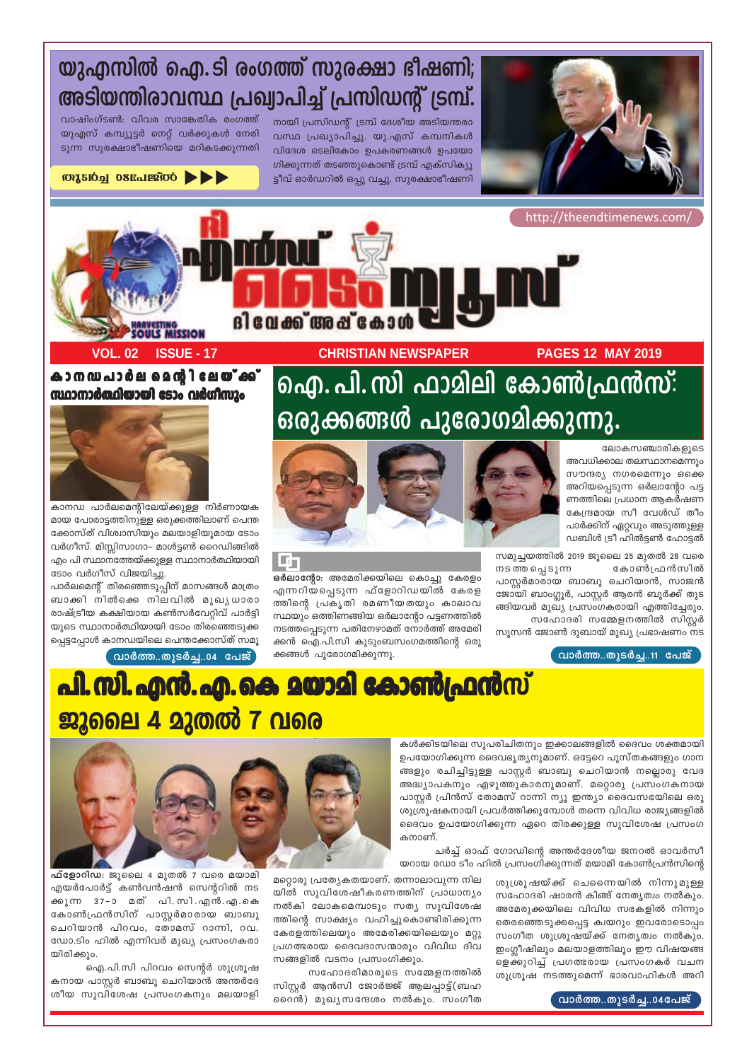# യുഎസിൽ ഐ.ടി രംഗത്ത് സുരക്ഷാ ഭീഷണി; അടിയന്തിരാവസ്ഥ പ്രഖ്യാപിച്ച് പ്രസിഡന്റ് ട്രമ്പ്.

വാഷിംഗ്ടൺ: വിവര സാങ്കേതിക രംഗത്ത് യുഎസ് കമ്പ്യൂട്ടർ നെറ്റ് വർക്കുകൾ നേരിടുന്ന സുരക്ഷാഭീഷണിയെ മറികടക്കുന്നതിനായി പ്രസിഡന്റ് ട്രമ്പ് ദേശീയ അടിയന്തരാവസ്ഥ പ്രഖ്യാപിച്ചു. യു.എസ് കമ്പനികൾ വിദേശ ടെലികോം ഉപകരണങ്ങൾ ഉപയോഗിക്കുന്നത് തടഞ്ഞുകൊണ്ട് ട്രമ്പ് എക്സിക്യൂട്ടീവ് ഓർഡറിൽ ഒപ്പു വച്ചു. സുരക്ഷാഭീഷണി

**തുടർച്ച 08പേജിൽ**

http://theendtimenews.com/

# ദി എൻഡ് ടൈം ന്യൂസ്

ദിവേക്ക് അപ്പ് കോൾ

HARVESTING SOULS MISSION

VOL. 02 ISSUE - 17 | CHRISTIAN NEWSPAPER | PAGES 12 MAY 2019

## കാനഡ പാർലമെന്റിലേയ്ക്ക് സ്ഥാനാർത്ഥിയായി ഡോ. വർഗീസും

കാനഡ പാർലമെന്റിലേയ്ക്കുള്ള നിർണായകമായ പോരാട്ടത്തിനുള്ള ഒരുക്കത്തിലാണ് പെന്തക്കോസ്ത് വിശ്വാസിയും മലയാളിയുമായ ഡോം വർഗീസ്. മിസ്സിസാഗാ– മാൾട്ടൺ റൈഡിങ്ങിൽ എം പി സ്ഥാനത്തേയ്ക്കുള്ള സ്ഥാനാർത്ഥിയായി ഡോം വർഗീസ് വിജയിച്ചു.

പാർലമെന്റ് തിരഞ്ഞെടുപ്പിന് മാസങ്ങൾ മാത്രം ബാക്കി നിൽക്കെ നിലവിൽ മുഖ്യധാര രാഷ്ട്രീയ കക്ഷിയായ കൺസർവേറ്റിവ് പാർട്ടിയുടെ സ്ഥാനാർത്ഥിയായി ഡോം തിരഞ്ഞെടുക്കപ്പെട്ടപ്പോൾ കാനഡയിലെ പെന്തക്കോസ്ത് സമൂ

**വാർത്ത..തുടർച്ച..04 പേജ്**

## ഐ.പി.സി ഫാമിലി കോൺഫ്രൻസ്: ഒരുക്കങ്ങൾ പുരോഗമിക്കുന്നു.

**ഒർലാന്റോ:** അമേരിക്കയിലെ കൊച്ചു കേരളം എന്നറിയപ്പെടുന്ന ഫ്ളോറിഡയിൽ കേരളത്തിന്റെ പ്രകൃതി രമണീയതയും കാലാവസ്ഥയും ഒത്തിണങ്ങിയ ഒർലാന്റോ പട്ടണത്തിൽ നടത്തപ്പെടുന്ന പതിനേഴാമത് നോർത്ത് അമേരിക്കൻ ഐ.പി.സി കുടുംബസംഗമത്തിന്റെ ഒരുക്കങ്ങൾ പുരോഗമിക്കുന്നു.

ലോകസഞ്ചാരികളുടെ അവധിക്കാല തലസ്ഥാനമെന്നും സൗന്ദര്യ നഗരമെന്നും ഒക്കെ അറിയപ്പെടുന്ന ഒർലാന്റോ പട്ടണത്തിലെ പ്രധാന ആകർഷണ കേന്ദ്രമായ സീ വേൾഡ് തീം പാർക്കിന് ഏറ്റവും അടുത്തുള്ള ഡബിൾ ട്രീ ഹിൽട്ടൺ ഹോട്ടൽ സമുച്ചയത്തിൽ 2019 ജൂലൈ 25 മുതൽ 28 വരെ നടത്തപ്പെടുന്ന കോൺഫ്രൻസിൽ പാസ്റ്റർമാരായ ബാബു ചെറിയാൻ, സാജൻ ജോയി ബാംഗ്ലൂർ, പാസ്റ്റർ ആരൻ ബുർക്ക് തുടങ്ങിയവർ മുഖ്യ പ്രസംഗകരായി എത്തിച്ചേരും.

സഹോദരി സമ്മേളനത്തിൽ സിസ്റ്റർ സൂസൻ ജോൺ ദുബായ് മുഖ്യ പ്രഭാഷണം നട

**വാർത്ത..തുടർച്ച..11 പേജ്**

## പി.സി.എൻ.എ.കെ മയാമി കോൺഫ്രൻസ് ജൂലൈ 4 മുതൽ 7 വരെ

**ഫ്ളോറിഡ:** ജൂലൈ 4 മുതൽ 7 വരെ മയാമി എയർപോർട്ട് കൺവൻഷൻ സെന്ററിൽ നടക്കുന്ന 37–ാ മത് പി.സി.എൻ.എ.കെ കോൺഫ്രൻസിന് പാസ്റ്റർമാരായ ബാബു ചെറിയാൻ പിറവം, തോമസ് റാന്നി, റവ. ഡോ.ടിം ഹിൽ എന്നിവർ മുഖ്യ പ്രസംഗകരായിരിക്കും.

ഐ.പി.സി പിറവം സെന്റർ ശുശ്രൂഷകനായ പാസ്റ്റർ ബാബു ചെറിയാൻ അന്തർദേശീയ സുവിശേഷ പ്രസംഗകനും മലയാളികൾക്കിടയിലെ സുപരിചിതനും ഇക്കാലങ്ങളിൽ ദൈവം ശക്തമായി ഉപയോഗിക്കുന്ന ദൈവഭൃത്യനുമാണ്. ഒട്ടേറെ പുസ്തകങ്ങളും ഗാനങ്ങളും രചിച്ചിട്ടുള്ള പാസ്റ്റർ ബാബു ചെറിയാൻ നല്ലൊരു വേദ അധ്യാപകനും എഴുത്തുകാരനുമാണ്. മറ്റൊരു പ്രസംഗകനായ പാസ്റ്റർ പ്രിൻസ് തോമസ് റാന്നി ന്യൂ ഇന്ത്യാ ദൈവസഭയിലെ ഒരു ശുശ്രൂഷകനായി പ്രവർത്തിക്കുമ്പോൾ തന്നെ വിവിധ രാജ്യങ്ങളിൽ ദൈവം ഉപയോഗിക്കുന്ന ഏറെ തിരക്കുള്ള സുവിശേഷ പ്രസംഗകനാണ്.

ചർച്ച് ഓഫ് ഗോഡിന്റെ അന്തർദേശീയ ജനറൽ ഓവർസീയറായ ഡോ ടിം ഹിൽ പ്രസംഗിക്കുന്നത് മയാമി കോൺഫ്രൻസിന്റെ മറ്റൊരു പ്രത്യേകതയാണ്. തന്നാലാവുന്ന നിലയിൽ സുവിശേഷീകരണത്തിന് പ്രാധാന്യം നൽകി ലോകമെമ്പാടും സത്യ സുവിശേഷത്തിന്റെ സാക്ഷ്യം വഹിച്ചുകൊണ്ടിരിക്കുന്ന കേരളത്തിലെയും അമേരിക്കയിലെയും മറ്റു പ്രഗത്ഭരായ ദൈവദാസന്മാരും വിവിധ ദിവസങ്ങളിൽ വടനം പ്രസംഗിക്കും.

സഹോദരിമാരുടെ സമ്മേളനത്തിൽ സിസ്റ്റർ ആൻസി ജോർജ്ജ് ആലപ്പാട്ട്(ബഹറൈൻ) മുഖ്യസന്ദേശം നൽകും. സംഗീത ശുശ്രൂഷയ്ക്ക് ചെന്നൈയിൽ നിന്നുമുള്ള സഹോദരി ഷാരൻ കിങ്ങ് നേതൃത്വം നൽകും. അമേരിക്കയിലെ വിവിധ സഭകളിൽ നിന്നും തെരഞ്ഞെടുക്കപ്പെട്ട ക്വയറും ഇവരോടൊപ്പം സംഗീത ശുശ്രൂഷയ്ക്ക് നേതൃത്വം നൽകും. ഇംഗ്ലീഷിലും മലയാളത്തിലും ഈ വിഷയങ്ങളെക്കുറിച്ച് പ്രഗത്ഭരായ പ്രസംഗകർ വചന ശുശ്രൂഷ നടത്തുമെന്ന് ഭാരവാഹികൾ അറി

**വാർത്ത..തുടർച്ച..04പേജ്**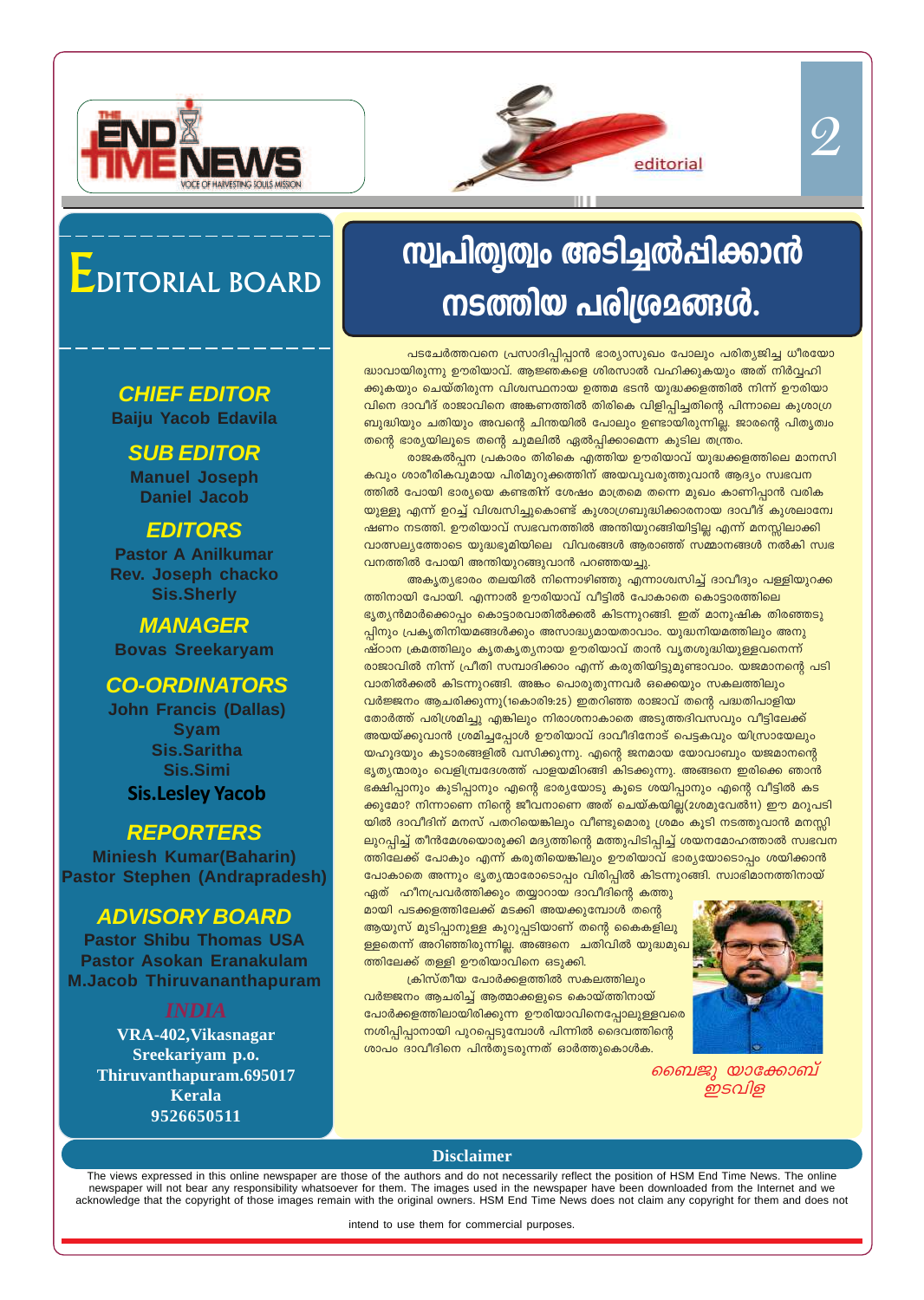# Editorial Board

### CHIEF EDITOR
Baiju Yacob Edavila

### SUB EDITOR
Manuel Joseph
Daniel Jacob

### EDITORS
Pastor A Anilkumar
Rev. Joseph chacko
Sis.Sherly

### MANAGER
Bovas Sreekaryam

### CO-ORDINATORS
John Francis (Dallas)
Syam
Sis.Saritha
Sis.Simi
**Sis.Lesley Yacob**

### REPORTERS
Miniesh Kumar(Baharin)
Pastor Stephen (Andrapradesh)

### ADVISORY BOARD
Pastor Shibu Thomas USA
Pastor Asokan Eranakulam
M.Jacob Thiruvananthapuram

**INDIA**
VRA-402,Vikasnagar
Sreekariyam p.o.
Thiruvanthapuram.695017
Kerala
9526650511

editorial

# സ്വപിതൃത്വം അടിച്ചേൽപ്പിക്കാൻ നടത്തിയ പരിശ്രമങ്ങൾ.

പടചേർത്തവനെ പ്രസാദിപ്പിപ്പാൻ ഭാര്യാസുഖം പോലും പരിത്യജിച്ച ധീരയോദ്ധാവായിരുന്നു ഊരിയാവ്. ആജ്ഞകളെ ശിരസാൽ വഹിക്കുകയും അത് നിർവ്വഹിക്കുകയും ചെയ്തിരുന്ന വിശ്വസ്ഥനായ ഉത്തമ ഭടൻ യുദ്ധക്കളത്തിൽ നിന്ന് ഊരിയാവിനെ ദാവീദ് രാജാവിനെ അങ്കണത്തിൽ തിരികെ വിളിപ്പിച്ചതിന്റെ പിന്നാലെ കുശാഗ്രബുദ്ധിയും ചതിയും അവന്റെ ചിന്തയിൽ പോലും ഉണ്ടായിരുന്നില്ല. ജാരന്റെ പിതൃത്വം തന്റെ ഭാര്യയിലൂടെ തന്റെ ചുമലിൽ ഏൽപ്പിക്കാമെന്ന കുടില തന്ത്രം.

രാജകൽപ്പന പ്രകാരം തിരികെ എത്തിയ ഊരിയാവ് യുദ്ധക്കളത്തിലെ മാനസികവും ശാരീരികവുമായ പിരിമുറുക്കത്തിന് അയവുവരുത്തുവാൻ ആദ്യം സ്വഭവനത്തിൽ പോയി ഭാര്യയെ കണ്ടതിന് ശേഷം മാത്രമെ തന്നെ മുഖം കാണിപ്പാൻ വരികയുള്ളു എന്ന് ഉറച്ച് വിശ്വസിച്ചുകൊണ്ട് കുശാഗ്രബുദ്ധിക്കാരനായ ദാവീദ് കുശലാന്വേഷണം നടത്തി. ഊരിയാവ് സ്വഭവനത്തിൽ അന്തിയുറങ്ങിയിട്ടില്ല എന്ന് മനസ്സിലാക്കി വാത്സല്യത്തോടെ യുദ്ധഭൂമിയിലെ വിവരങ്ങൾ ആരാഞ്ഞ് സമ്മാനങ്ങൾ നൽകി സ്വഭവനത്തിൽ പോയി അന്തിയുറങ്ങുവാൻ പറഞ്ഞയച്ചു.

അകൃത്യഭാരം തലയിൽ നിന്നൊഴിഞ്ഞു എന്നാശ്വസിച്ച് ദാവീദും പള്ളിയുറക്കത്തിനായി പോയി. എന്നാൽ ഊരിയാവ് വീട്ടിൽ പോകാതെ കൊട്ടാരത്തിലെ ഭൃത്യൻമാർക്കൊപ്പം കൊട്ടാരവാതിൽക്കൽ കിടന്നുറങ്ങി. ഇത് മാനുഷിക തിരഞ്ഞെടുപ്പിനും പ്രകൃതിനിയമങ്ങൾക്കും അസാദ്ധ്യമായതാവാം. യുദ്ധനിയമത്തിലും അനുഷ്ഠാന ക്രമത്തിലും കൃതകൃത്യനായ ഊരിയാവ് താൻ വ്യതശുദ്ധിയുള്ളവനെന്ന് രാജാവിൽ നിന്ന് പ്രീതി സമ്പാദിക്കാം എന്ന് കരുതിയിട്ടുമുണ്ടാവാം. യജമാനന്റെ പടിവാതിൽക്കൽ കിടന്നുറങ്ങി. അങ്കം പൊരുതുന്നവർ ഒക്കെയും സകലത്തിലും വർജ്ജനം ആചരിക്കുന്നു(1കൊരി9:25) ഇതറിഞ്ഞ രാജാവ് തന്റെ പദ്ധതിപാളിയതോർത്ത് പരിശ്രമിച്ചു എങ്കിലും നിരാശനാകാതെ അടുത്തദിവസവും വീട്ടിലേക്ക് അയയ്ക്കുവാൻ ശ്രമിച്ചപ്പോൾ ഊരിയാവ് ദാവീദിനോട് പെട്ടകവും യിസ്രായേലും യഹൂദയും കൂടാരങ്ങളിൽ വസിക്കുന്നു. എന്റെ ജനമായ യോവാബും യജമാനന്റെ ഭൃത്യന്മാരും വെളിമ്പ്രദേശത്ത് പാളയമിറങ്ങി കിടക്കുന്നു. അങ്ങനെ ഇരിക്കെ ഞാൻ ഭക്ഷിപ്പാനും കുടിപ്പാനും എന്റെ ഭാര്യയോടു കൂടെ ശയിപ്പാനും എന്റെ വീട്ടിൽ കടക്കുമോ? നിന്നാണെ നിന്റെ ജീവനാണെ അത് ചെയ്കയില്ല(2ശമുവേൽ11) ഈ മറുപടിയിൽ ദാവീദിന് മനസ് പതറിയെങ്കിലും വീണ്ടുമൊരു ശ്രമം കൂടി നടത്തുവാൻ മനസ്സിലുറപ്പിച്ച് തീൻമേശയൊരുക്കി മദ്യത്തിന്റെ മത്തുപിടിപ്പിച്ച് ശയനമോഹത്താൽ സ്വഭവനത്തിലേക്ക് പോകും എന്ന് കരുതിയെങ്കിലും ഊരിയാവ് ഭാര്യയോടൊപ്പം ശയിക്കാൻ പോകാതെ അന്നും ഭൃത്യന്മാരോടൊപ്പം വിരിപ്പിൽ കിടന്നുറങ്ങി. സ്വാഭിമാനത്തിനായ് ഏത് ഹീനപ്രവർത്തിക്കും തയ്യാറായ ദാവീദിന്റെ കത്തുമായി പടക്കളത്തിലേക്ക് മടക്കി അയക്കുമ്പോൾ തന്റെ ആയുസ് മുടിപ്പാനുള്ള കുറുപ്പടിയാണ് തന്റെ കൈകളിലുള്ളതെന്ന് അറിഞ്ഞിരുന്നില്ല. അങ്ങനെ ചതിവിൽ യുദ്ധമുഖത്തിലേക്ക് തള്ളി ഊരിയാവിനെ ഒടുക്കി.

ക്രിസ്തീയ പോർക്കളത്തിൽ സകലത്തിലും വർജ്ജനം ആചരിച്ച് ആത്മാക്കളുടെ കൊയ്ത്തിനായ് പോർക്കളത്തിലായിരിക്കുന്ന ഊരിയാവിനെപ്പോലുള്ളവരെ നശിപ്പിപ്പാനായി പുറപ്പെടുമ്പോൾ പിന്നിൽ ദൈവത്തിന്റെ ശാപം ദാവീദിനെ പിൻതുടരുന്നത് ഓർത്തുകൊൾക.

*ബൈജു യാക്കോബ്*
*ഇടവിള*

**Disclaimer**

The views expressed in this online newspaper are those of the authors and do not necessarily reflect the position of HSM End Time News. The online newspaper will not bear any responsibility whatsoever for them. The images used in the newspaper have been downloaded from the Internet and we acknowledge that the copyright of those images remain with the original owners. HSM End Time News does not claim any copyright for them and does not intend to use them for commercial purposes.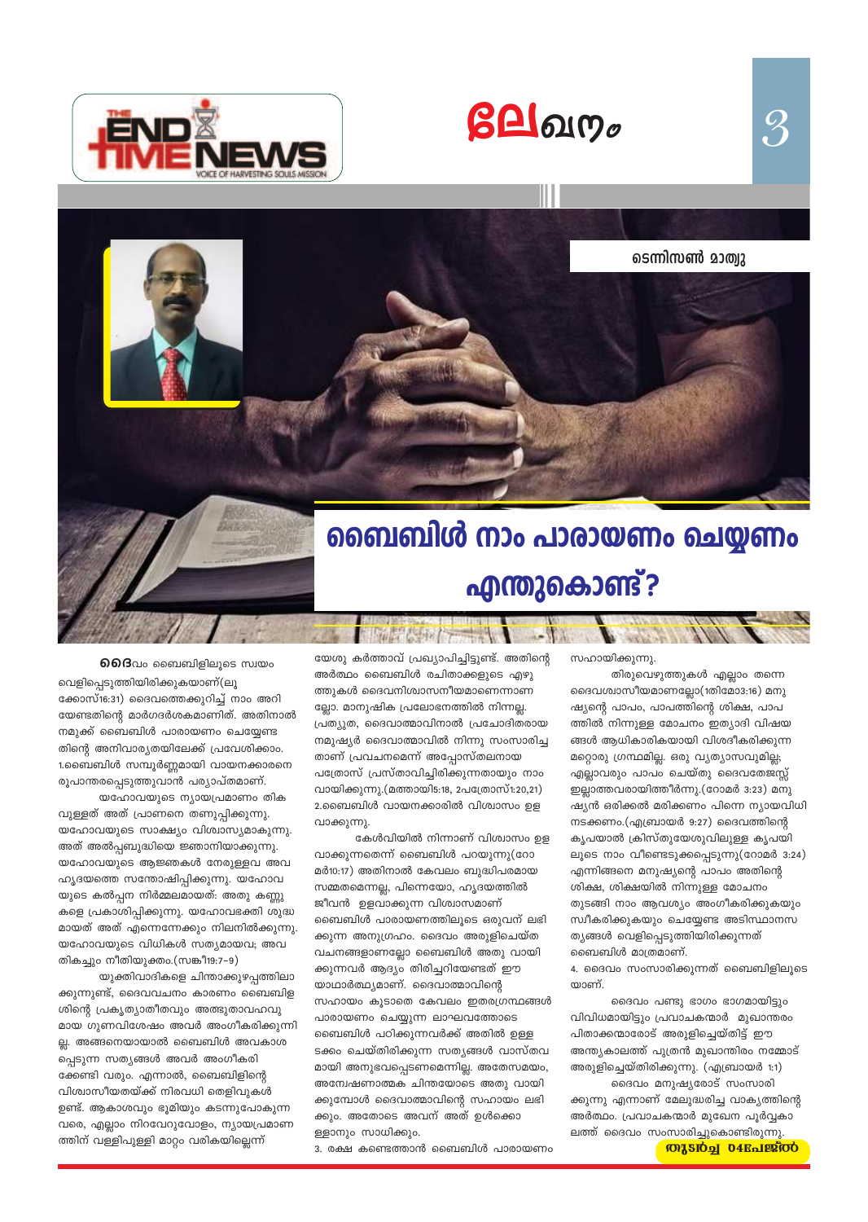ലേഖനം

ടെന്നിസൺ മാത്യു

# ബൈബിൾ നാം പാരായണം ചെയ്യണം എന്തുകൊണ്ട്?

ദൈവം ബൈബിളിലൂടെ സ്വയം വെളിപ്പെടുത്തിയിരിക്കുകയാണ്(ലൂക്കോസ്16:31) ദൈവത്തെക്കുറിച്ച് നാം അറിയേണ്ടതിന്റെ മാർഗദർശകമാണിത്. അതിനാൽ നമുക്ക് ബൈബിൾ പാരായണം ചെയ്യേണ്ടതിന്റെ അനിവാര്യതയിലേക്ക് പ്രവേശിക്കാം.

1.ബൈബിൾ സമ്പൂർണ്ണമായി വായനക്കാരനെ രൂപാന്തരപ്പെടുത്തുവാൻ പര്യാപ്തമാണ്.

യഹോവയുടെ ന്യായപ്രമാണം തികവുള്ളത് അത് പ്രാണനെ തണുപ്പിക്കുന്നു. യഹോവയുടെ സാക്ഷ്യം വിശ്വാസ്യമാകുന്നു. അത് അൽപ്പബുദ്ധിയെ ജ്ഞാനിയാക്കുന്നു. യഹോവയുടെ ആജ്ഞകൾ നേരുള്ളവ അവ ഹൃദയത്തെ സന്തോഷിപ്പിക്കുന്നു. യഹോവയുടെ കൽപ്പന നിർമ്മലമായത്: അതു കണ്ണുകളെ പ്രകാശിപ്പിക്കുന്നു. യഹോവഭക്തി ശുദ്ധമായത് അത് എന്നെന്നേക്കും നിലനിൽക്കുന്നു. യഹോവയുടെ വിധികൾ സത്യമായവ; അവ തികച്ചും നീതിയുക്തം.(സങ്കീ19:7-9)

യുക്തിവാദികളെ ചിന്താക്കുഴപ്പത്തിലാക്കുന്നുണ്ട്, ദൈവവചനം കാരണം ബൈബിളിന്റെ പ്രകൃത്യാതീതവും അത്ഭുതാവഹവുമായ ഗുണവിശേഷം അവർ അംഗീകരിക്കുന്നില്ല. അങ്ങനെയായാൽ ബൈബിൾ അവകാശപ്പെടുന്ന സത്യങ്ങൾ അവർ അംഗീകരിക്കേണ്ടി വരും. എന്നാൽ, ബൈബിളിന്റെ വിശ്വാസീയതയ്ക്ക് നിരവധി തെളിവുകൾ ഉണ്ട്. ആകാശവും ഭൂമിയും കടന്നുപോകുന്ന വരെ, എല്ലാം നിറവേറുവോളം, ന്യായപ്രമാണത്തിന് വള്ളിപുള്ളി മാറ്റം വരികയില്ലെന്ന് യേശു കർത്താവ് പ്രഖ്യാപിച്ചിട്ടുണ്ട്. അതിന്റെ അർത്ഥം ബൈബിൾ രചിതാക്കളുടെ എഴുത്തുകൾ ദൈവനിശ്വാസനീയമാണെന്നാണല്ലോ. മാനുഷിക പ്രലോഭനത്തിൽ നിന്നല്ല. പ്രത്യുത, ദൈവാത്മാവിനാൽ പ്രചോദിതരായ നമുഷ്യർ ദൈവാത്മാവിൽ നിന്നു സംസാരിച്ചതാണ് പ്രവചനമെന്ന് അപ്പോസ്തലനായ പത്രോസ് പ്രസ്താവിച്ചിരിക്കുന്നതായും നാം വായിക്കുന്നു.(മത്തായി5:18, 2പത്രോസ്1:20,21)

2.ബൈബിൾ വായനക്കാരിൽ വിശ്വാസം ഉളവാക്കുന്നു.

കേൾവിയിൽ നിന്നാണ് വിശ്വാസം ഉളവാക്കുന്നതെന്ന് ബൈബിൾ പറയുന്നു(റോമർ10:17) അതിനാൽ കേവലം ബുദ്ധിപരമായ സമ്മതമെന്നല്ല, പിന്നെയോ, ഹൃദയത്തിൽ ജീവൻ ഉളവാക്കുന്ന വിശ്വാസമാണ് ബൈബിൾ പാരായണത്തിലൂടെ ഒരുവന് ലഭിക്കുന്ന അനുഗ്രഹം. ദൈവം അരുളിചെയ്ത വചനങ്ങളാണല്ലോ ബൈബിൾ അതു വായിക്കുന്നവർ ആദ്യം തിരിച്ചറിയേണ്ടത് ഈ യാഥാർത്ഥ്യമാണ്. ദൈവാത്മാവിന്റെ സഹായം കൂടാതെ കേവലം ഇതരഗ്രന്ഥങ്ങൾ പാരായണം ചെയ്യുന്ന ലാഘവത്തോടെ ബൈബിൾ പഠിക്കുന്നവർക്ക് അതിൽ ഉള്ളടക്കം ചെയ്തിരിക്കുന്ന സത്യങ്ങൾ വാസ്തവമായി അനുഭവപ്പെടണമെന്നില്ല. അതേസമയം, അന്വേഷണാത്മക ചിന്തയോടെ അതു വായിക്കുമ്പോൾ ദൈവാത്മാവിന്റെ സഹായം ലഭിക്കും. അതോടെ അവന് അത് ഉൾക്കൊള്ളാനും സാധിക്കും.

3. രക്ഷ കണ്ടെത്താൻ ബൈബിൾ പാരായണം സഹായിക്കുന്നു.

തിരുവെഴുത്തുകൾ എല്ലാം തന്നെ ദൈവശ്വാസീയമാണല്ലോ(1തിമോ3:16) മനുഷ്യന്റെ പാപം, പാപത്തിന്റെ ശിക്ഷ, പാപത്തിൽ നിന്നുള്ള മോചനം ഇത്യാദി വിഷയങ്ങൾ ആധികാരികയായി വിശദീകരിക്കുന്ന മറ്റൊരു ഗ്രന്ഥമില്ല. ഒരു വ്യത്യാസവുമില്ല; എല്ലാവരും പാപം ചെയ്തു ദൈവതേജസ്സ് ഇല്ലാത്തവരായിത്തീർന്നു.(റോമർ 3:23) മനുഷ്യൻ ഒരിക്കൽ മരിക്കണം പിന്നെ ന്യായവിധി നടക്കണം.(എബ്രായർ 9:27) ദൈവത്തിന്റെ കൃപയാൽ ക്രിസ്തുയേശുവിലുള്ള കൃപയിലൂടെ നാം വീണ്ടെടുക്കപ്പെടുന്നു(റോമർ 3:24) എന്നിങ്ങനെ മനുഷ്യന്റെ പാപം അതിന്റെ ശിക്ഷ, ശിക്ഷയിൽ നിന്നുള്ള മോചനം തുടങ്ങി നാം ആവശ്യം അംഗീകരിക്കുകയും സ്വീകരിക്കുകയും ചെയ്യേണ്ട അടിസ്ഥാനസത്യങ്ങൾ വെളിപ്പെടുത്തിയിരിക്കുന്നത് ബൈബിൾ മാത്രമാണ്.

4. ദൈവം സംസാരിക്കുന്നത് ബൈബിളിലൂടെയാണ്.

ദൈവം പണ്ടു ഭാഗം ഭാഗമായിട്ടും വിവിധമായിട്ടും പ്രവാചകന്മാർ മുഖാന്തരം പിതാക്കന്മാരോട് അരുളിച്ചെയ്തിട്ട് ഈ അന്ത്യകാലത്ത് പുത്രൻ മുഖാന്തിരം നമ്മോട് അരുളിച്ചെയ്തിരിക്കുന്നു. (എബ്രായർ 1:1)

ദൈവം മനുഷ്യരോട് സംസാരിക്കുന്നു എന്നാണ് മേലുദ്ധരിച്ച വാക്യത്തിന്റെ അർത്ഥം. പ്രവാചകന്മാർ മുഖേന പൂർവ്വകാലത്ത് ദൈവം സംസാരിച്ചുകൊണ്ടിരുന്നു.

തുടർച്ച 04-ാം പേജിൽ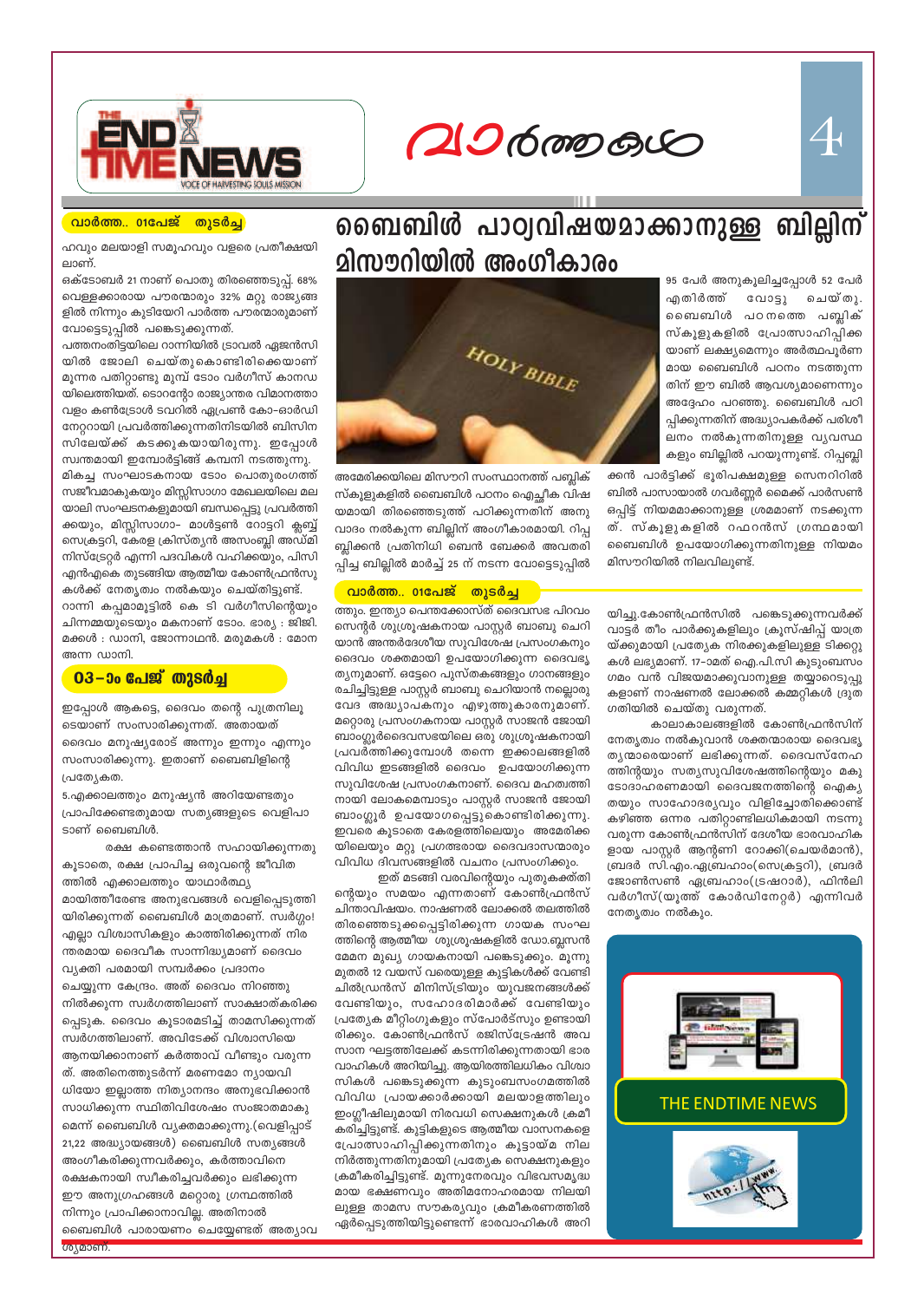# വാർത്തകൾ

### വാർത്ത.. 01പേജ് തുടർച്ച

ഹവും മലയാളി സമൂഹവും വളരെ പ്രതീക്ഷയിലാണ്.

ഒക്ടോബർ 21 നാണ് പൊതു തിരഞ്ഞെടുപ്പ്. 68% വെള്ളക്കാരായ പൗരന്മാരും 32% മറ്റു രാജ്യങ്ങളിൽ നിന്നും കുടിയേറി പാർത്ത പൗരന്മാരുമാണ് വോട്ടെടുപ്പിൽ പങ്കെടുക്കുന്നത്.

പത്തനംതിട്ടയിലെ റാന്നിയിൽ ട്രാവൽ ഏജൻസിയിൽ ജോലി ചെയ്തുകൊണ്ടിരിക്കെയാണ് മൂന്നര പതിറ്റാണ്ടു മുമ്പ് ടോം വർഗീസ് കാനഡയിലെത്തിയത്. ടൊറന്റോ രാജ്യാന്തര വിമാനത്താവളം കൺട്രോൾ ടവറിൽ ഏപ്രൺ കോ-ഓർഡിനേറ്ററായി പ്രവർത്തിക്കുന്നതിനിടയിൽ ബിസിനസിലേയ്ക്ക് കടക്കുകയായിരുന്നു. ഇപ്പോൾ സ്വന്തമായി ഇമ്പോർട്ടിങ്ങ് കമ്പനി നടത്തുന്നു. മികച്ച സംഘാടകനായ ടോം പൊതുരംഗത്ത് സജീവമാകുകയും മിസ്സിസാഗ മേഖലയിലെ മലയാളി സംഘടനകളുമായി ബന്ധപ്പെട്ടു പ്രവർത്തിക്കയും, മിസ്സിസാഗ- മാൾട്ടൺ റോട്ടറി ക്ലബ്ബ് സെക്രട്ടറി, കേരള ക്രിസ്ത്യൻ അസംബ്ലി അഡ്മിനിസ്ട്രേറ്റർ എന്നി പദവികൾ വഹിക്കയും, പിസി എൻഎകെ തുടങ്ങിയ ആത്മീയ കോൺഫ്രൻസുകൾക്ക് നേതൃത്വം നൽകയും ചെയ്തിട്ടുണ്ട്. റാന്നി കപ്പമാമൂട്ടിൽ കെ ടി വർഗീസിന്റെയും ചിന്നമ്മയുടെയും മകനാണ് ടോം. ഭാര്യ : ജിജി. മക്കൾ : ഡാനി, ജോനാഥൻ. മരുമകൾ : മോന അന്ന ഡാനി.

### 03-ാം പേജ് തുടർച്ച

ഇപ്പോൾ ആകട്ടെ, ദൈവം തന്റെ പുത്രനിലൂടെയാണ് സംസാരിക്കുന്നത്. അതായത് ദൈവം മനുഷ്യരോട് അന്നും ഇന്നും എന്നും സംസാരിക്കുന്നു. ഇതാണ് ബൈബിളിന്റെ പ്രത്യേകത.

5.എക്കാലത്തും മനുഷ്യൻ അറിയേണ്ടതും പ്രാപിക്കേണ്ടതുമായ സത്യങ്ങളുടെ വെളിപാടാണ് ബൈബിൾ.

രക്ഷ കണ്ടെത്താൻ സഹായിക്കുന്നതു കൂടാതെ, രക്ഷ പ്രാപിച്ച ഒരുവന്റെ ജീവിതത്തിൽ എക്കാലത്തും യാഥാർത്ഥ്യമായിത്തീരേണ്ട അനുഭവങ്ങൾ വെളിപ്പെടുത്തിയിരിക്കുന്നത് ബൈബിൾ മാത്രമാണ്. സ്വർഗ്ഗം! എല്ലാ വിശ്വാസികളും കാത്തിരിക്കുന്നത് നിരന്തരമായ ദൈവീക സാന്നിദ്ധ്യമാണ് ദൈവം വ്യക്തി പരമായി സമ്പർക്കം പ്രദാനം ചെയ്യുന്ന കേന്ദ്രം. അത് ദൈവം നിറഞ്ഞു നിൽക്കുന്ന സ്വർഗത്തിലാണ് സാക്ഷാത്കരിക്കപ്പെടുക. ദൈവം കൂടാരമടിച്ച് താമസിക്കുന്നത് സ്വർഗത്തിലാണ്. അവിടേക്ക് വിശ്വാസിയെ ആനയിക്കാനാണ് കർത്താവ് വീണ്ടും വരുന്നത്. അതിനെത്തുടർന്ന് മരണമോ ന്യായവിധിയോ ഇല്ലാത്ത നിത്യാനന്ദം അനുഭവിക്കാൻ സാധിക്കുന്ന സ്ഥിതിവിശേഷം സംജാതമാകുമെന്ന് ബൈബിൾ വ്യക്തമാക്കുന്നു.(വെളിപ്പാട് 21,22 അദ്ധ്യായങ്ങൾ) ബൈബിൾ സത്യങ്ങൾ അംഗീകരിക്കുന്നവർക്കും, കർത്താവിനെ രക്ഷകനായി സ്വീകരിച്ചവർക്കും ലഭിക്കുന്ന ഈ അനുഗ്രഹങ്ങൾ മറ്റൊരു ഗ്രന്ഥത്തിൽ നിന്നും പ്രാപിക്കാനാവില്ല. അതിനാൽ ബൈബിൾ പാരായണം ചെയ്യേണ്ടത് അത്യാവശ്യമാണ്.

## ബൈബിൾ പാഠ്യവിഷയമാക്കാനുള്ള ബില്ലിന് മിസൗറിയിൽ അംഗീകാരം

അമേരിക്കയിലെ മിസൗറി സംസ്ഥാനത്ത് പബ്ലിക് സ്കൂളുകളിൽ ബൈബിൾ പഠനം ഐച്ഛീക വിഷയമായി തിരഞ്ഞെടുത്ത് പഠിക്കുന്നതിന് അനുവാദം നൽകുന്ന ബില്ലിന് അംഗീകാരമായി. റിപ്പബ്ലിക്കൻ പ്രതിനിധി ബെൻ ബേക്കർ അവതരിപ്പിച്ച ബില്ലിൽ മാർച്ച് 25 ന് നടന്ന വോട്ടെടുപ്പിൽ 95 പേർ അനുകൂലിച്ചപ്പോൾ 52 പേർ എതിർത്ത് വോട്ടു ചെയ്തു. ബൈബിൾ പഠനത്തെ പബ്ലിക് സ്കൂളുകളിൽ പ്രോത്സാഹിപ്പിക്കയാണ് ലക്ഷ്യമെന്നും അർത്ഥപൂർണമായ ബൈബിൾ പഠനം നടത്തുന്നതിന് ഈ ബിൽ ആവശ്യമാണെന്നും അദ്ദേഹം പറഞ്ഞു. ബൈബിൾ പഠിപ്പിക്കുന്നതിന് അദ്ധ്യാപകർക്ക് പരിശീലനം നൽകുന്നതിനുള്ള വ്യവസ്ഥകളും ബില്ലിൽ പറയുന്നുണ്ട്. റിപ്പബ്ലിക്കൻ പാർട്ടിക്ക് ഭൂരിപക്ഷമുള്ള സെനറ്റിൽ ബിൽ പാസായാൽ ഗവർണ്ണർ മൈക്ക് പാർസൺ ഒപ്പിട്ട് നിയമമാക്കാനുള്ള ശ്രമമാണ് നടക്കുന്നത്. സ്കൂളുകളിൽ റഫറൻസ് ഗ്രന്ഥമായി ബൈബിൾ ഉപയോഗിക്കുന്നതിനുള്ള നിയമം മിസൗറിയിൽ നിലവിലുണ്ട്.

### വാർത്ത.. 01പേജ് തുടർച്ച

ത്തും. ഇന്ത്യാ പെന്തക്കോസ്ത് ദൈവസഭ പിറവം സെന്റർ ശുശ്രൂഷകനായ പാസ്റ്റർ ബാബു ചെറിയാൻ അന്തർദേശീയ സുവിശേഷ പ്രസംഗകനും ദൈവം ശക്തമായി ഉപയോഗിക്കുന്ന ദൈവഭൃത്യനുമാണ്. ഒട്ടേറെ പുസ്തകങ്ങളും ഗാനങ്ങളും രചിച്ചിട്ടുള്ള പാസ്റ്റർ ബാബു ചെറിയാൻ നല്ലൊരു വേദ അദ്ധ്യാപകനും എഴുത്തുകാരനുമാണ്. മറ്റൊരു പ്രസംഗകനായ പാസ്റ്റർ സാജൻ ജോയി ബാംഗ്ലൂർദൈവസഭയിലെ ഒരു ശുശ്രൂഷകനായി പ്രവർത്തിക്കുമ്പോൾ തന്നെ ഇക്കാലങ്ങളിൽ വിവിധ ഇടങ്ങളിൽ ദൈവം ഉപയോഗിക്കുന്ന സുവിശേഷ പ്രസംഗകനാണ്. ദൈവ മഹത്വത്തിനായി ലോകമെമ്പാടും പാസ്റ്റർ സാജൻ ജോയി ബാംഗ്ലൂർ ഉപയോഗപ്പെട്ടുകൊണ്ടിരിക്കുന്നു. ഇവരെ കൂടാതെ കേരളത്തിലെയും അമേരിക്കയിലെയും മറ്റു പ്രഗത്ഭരായ ദൈവദാസന്മാരും വിവിധ ദിവസങ്ങളിൽ വചനം പ്രസംഗിക്കും.

ഇത് മടങ്ങി വരവിന്റെയും പുതുക്കത്തിന്റെയും സമയം എന്നതാണ് കോൺഫ്രൻസ് ചിന്താവിഷയം. നാഷണൽ ലോക്കൽ തലത്തിൽ തിരഞ്ഞെടുക്കപ്പെട്ടിരിക്കുന്ന ഗായക സംഘത്തിന്റെ ആത്മീയ ശുശ്രൂഷകളിൽ ഡോ.ബ്ലസൻ മേമന മുഖ്യ ഗായകനായി പങ്കെടുക്കും. മൂന്നു മുതൽ 12 വയസ് വരെയുള്ള കുട്ടികൾക്ക് വേണ്ടി ചിൽഡ്രൻസ് മിനിസ്ട്രിയും യുവജനങ്ങൾക്ക് വേണ്ടിയും, സഹോദരിമാർക്ക് വേണ്ടിയും പ്രത്യേക മീറ്റിംഗുകളും സ്പോർട്സും ഉണ്ടായിരിക്കും. കോൺഫ്രൻസ് രജിസ്ട്രേഷൻ അവസാന ഘട്ടത്തിലേക്ക് കടന്നിരിക്കുന്നതായി ഭാരവാഹികൾ അറിയിച്ചു. ആയിരത്തിലധികം വിശ്വാസികൾ പങ്കെടുക്കുന്ന കുടുംബസംഗമത്തിൽ വിവിധ പ്രായക്കാർക്കായി മലയാളത്തിലും ഇംഗ്ലീഷിലുമായി നിരവധി സെക്ഷനുകൾ ക്രമീകരിച്ചിട്ടുണ്ട്. കുട്ടികളുടെ ആത്മീയ വാസനകളെ പ്രോത്സാഹിപ്പിക്കുന്നതിനും കൂട്ടായ്മ നിലനിർത്തുന്നതിനുമായി പ്രത്യേക സെക്ഷനുകളും ക്രമീകരിച്ചിട്ടുണ്ട്. മൂന്നുനേരവും വിഭവസമൃദ്ധമായ ഭക്ഷണവും അതിമനോഹരമായ നിലയിലുള്ള താമസ സൗകര്യവും ക്രമീകരണത്തിൽ ഏർപ്പെടുത്തിയിട്ടുണ്ടെന്ന് ഭാരവാഹികൾ അറിയിച്ചു.കോൺഫ്രൻസിൽ പങ്കെടുക്കുന്നവർക്ക് വാട്ടർ തീം പാർക്കുകളിലും ക്രൂസ്ഷിപ്പ് യാത്രയ്ക്കുമായി പ്രത്യേക നിരക്കുകളിലുള്ള ടിക്കറ്റുകൾ ലഭ്യമാണ്. 17-ാമത് ഐ.പി.സി കുടുംബസംഗമം വൻ വിജയമാക്കുവാനുള്ള തയ്യാറെടുപ്പുകളാണ് നാഷണൽ ലോക്കൽ കമ്മറ്റികൾ ദ്രുതഗതിയിൽ ചെയ്തു വരുന്നത്.

കാലാകാലങ്ങളിൽ കോൺഫ്രൻസിന് നേതൃത്വം നൽകുവാൻ ശക്തന്മാരായ ദൈവഭൃത്യന്മാരെയാണ് ലഭിക്കുന്നത്. ദൈവസ്നേഹത്തിന്റെയും സത്യസുവിശേഷത്തിന്റെയും മകുടോദാഹരണമായി ദൈവജനത്തിന്റെ ഐക്യതയും സാഹോദര്യവും വിളിച്ചോതിക്കൊണ്ട് കഴിഞ്ഞ ഒന്നര പതിറ്റാണ്ടിലധികമായി നടന്നു വരുന്ന കോൺഫ്രൻസിന് ദേശീയ ഭാരവാഹികളായ പാസ്റ്റർ ആന്റണി റോക്കി(ചെയർമാൻ), ബ്രദർ സി.എം.ഏബ്രഹാം(സെക്രട്ടറി), ബ്രദർ ജോൺസൺ ഏബ്രഹാം(ട്രഷറാർ), ഫിൻലി വർഗീസ്(യൂത്ത് കോർഡിനേറ്റർ) എന്നിവർ നേതൃത്വം നൽകും.

THE ENDTIME NEWS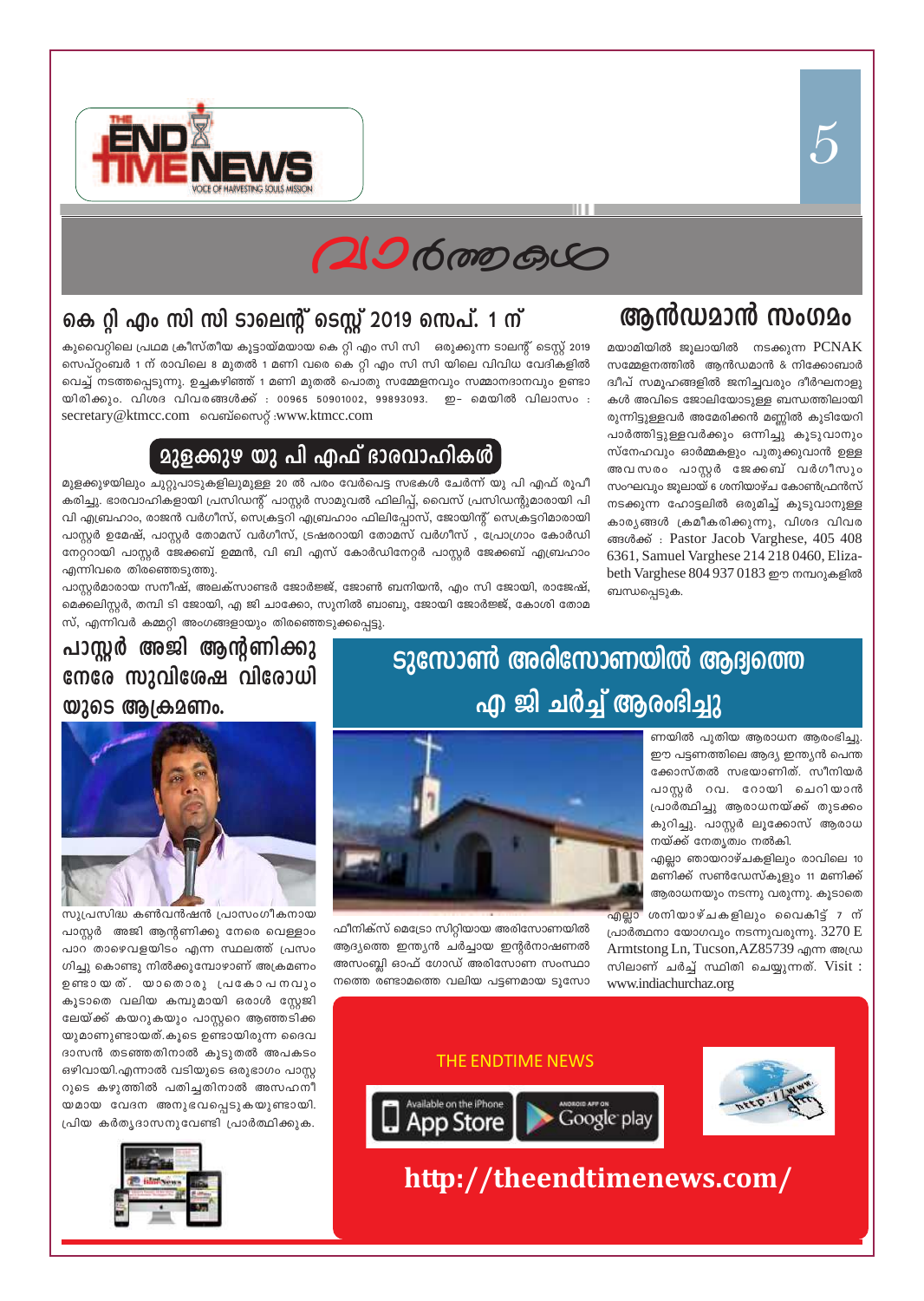# വാർത്തകൾ

## കെ റ്റി എം സി സി ടാലെന്റ് ടെസ്റ്റ് 2019 സെപ്. 1 ന്

കുവൈറ്റിലെ പ്രഥമ ക്രീസ്തീയ കൂട്ടായ്മയായ കെ റ്റി എം സി സി ഒരുക്കുന്ന ടാലന്റ് ടെസ്റ്റ് 2019 സെപ്റ്റംബർ 1 ന് രാവിലെ 8 മുതൽ 1 മണി വരെ കെ റ്റി എം സി സി യിലെ വിവിധ വേദികളിൽ വെച്ച് നടത്തപ്പെടുന്നു. ഉച്ചകഴിഞ്ഞ് 1 മണി മുതൽ പൊതു സമ്മേളനവും സമ്മാനദാനവും ഉണ്ടായിരിക്കും. വിശദ വിവരങ്ങൾക്ക് : 00965 50901002, 99893093. ഇ- മെയിൽ വിലാസം : secretary@ktmcc.com വെബ്സൈറ്റ് :www.ktmcc.com

## മുളക്കുഴ യു പി എഫ് ഭാരവാഹികൾ

മുളക്കുഴയിലും ചുറ്റുപാടുകളിലുമുള്ള 20 ൽ പരം വേർപെട്ട സഭകൾ ചേർന്ന് യു പി എഫ് രൂപീകരിച്ചു. ഭാരവാഹികളായി പ്രസിഡന്റ് പാസ്റ്റർ സാമുവൽ ഫിലിപ്പ്, വൈസ് പ്രസിഡന്റുമാരായി പി വി എബ്രഹാം, രാജൻ വർഗീസ്, സെക്രട്ടറി എബ്രഹാം ഫിലിപ്പോസ്, ജോയിന്റ് സെക്രട്ടറിമാരായി പാസ്റ്റർ ഉമേഷ്, പാസ്റ്റർ തോമസ് വർഗീസ്, ട്രഷറരായി തോമസ് വർഗീസ് , പ്രോഗ്രാം കോർഡിനേറ്ററായി പാസ്റ്റർ ജേക്കബ് ഉമ്മൻ, വി ബി എസ് കോർഡിനേറ്റർ പാസ്റ്റർ ജേക്കബ് എബ്രഹാം എന്നിവരെ തിരഞ്ഞെടുത്തു.

പാസ്റ്റർമാരായ സനീഷ്, അലക്സാണ്ടർ ജോർജ്ജ്, ജോൺ ബനിയൻ, എം സി ജോയി, രാജേഷ്, മെക്കലിസ്റ്റർ, തമ്പി ടി ജോയി, എ ജി ചാക്കോ, സുനിൽ ബാബു, ജോയി ജോർജ്ജ്, കോശി തോമസ്, എന്നിവർ കമ്മറ്റി അംഗങ്ങളായും തിരഞ്ഞെടുക്കപ്പെട്ടു.

## ആൻഡമാൻ സംഗമം

മയാമിയിൽ ജൂലായിൽ നടക്കുന്ന PCNAK സമ്മേളനത്തിൽ ആൻഡമാൻ & നിക്കോബാർ ദ്വീപ് സമൂഹങ്ങളിൽ ജനിച്ചവരും ദീർഘനാളുകൾ അവിടെ ജോലിയോടുള്ള ബന്ധത്തിലായിരുന്നിട്ടുള്ളവർ അമേരിക്കൻ മണ്ണിൽ കുടിയേറി പാർത്തിട്ടുള്ളവർക്കും ഒന്നിച്ചു കൂടുവാനും സ്നേഹവും ഓർമ്മകളും പുതുക്കുവാൻ ഉള്ള അവസരം പാസ്റ്റർ ജേക്കബ് വർഗീസും സംഘവും ജൂലായ് 6 ശനിയാഴ്ച കോൺഫ്രൻസ് നടക്കുന്ന ഹോട്ടലിൽ ഒരുമിച്ച് കൂടുവാനുള്ള കാര്യങ്ങൾ ക്രമീകരിക്കുന്നു, വിശദ വിവരങ്ങൾക്ക് : Pastor Jacob Varghese, 405 408 6361, Samuel Varghese 214 218 0460, Elizabeth Varghese 804 937 0183 ഈ നമ്പറുകളിൽ ബന്ധപ്പെടുക.

## പാസ്റ്റർ അജി ആന്റണിക്കു നേരേ സുവിശേഷ വിരോധിയുടെ ആക്രമണം.

സുപ്രസിദ്ധ കൺവൻഷൻ പ്രാസംഗികനായ പാസ്റ്റർ അജി ആന്റണിക്കു നേരെ വെള്ളംപാറ താഴെവളയിടം എന്ന സ്ഥലത്ത് പ്രസംഗിച്ചു കൊണ്ടു നിൽക്കുമ്പോഴാണ് അക്രമണം ഉണ്ടായത്. യാതൊരു പ്രകോപനവും കൂടാതെ വലിയ കമ്പുമായി ഒരാൾ സ്റ്റേജിലേയ്ക്ക് കയറുകയും പാസ്റ്ററെ ആഞ്ഞടിക്കയുമാണുണ്ടായത്.കൂടെ ഉണ്ടായിരുന്ന ദൈവദാസൻ തടഞ്ഞതിനാൽ കൂടുതൽ അപകടം ഒഴിവായി.എന്നാൽ വടിയുടെ ഒരുഭാഗം പാസ്റ്ററുടെ കഴുത്തിൽ പതിച്ചതിനാൽ അസഹനീയമായ വേദന അനുഭവപ്പെടുകയുണ്ടായി. പ്രിയ കർതൃദാസനുവേണ്ടി പ്രാർത്ഥിക്കുക.

## ടുസോൺ അരിസോണയിൽ ആദ്യത്തെ എ ജി ചർച്ച് ആരംഭിച്ചു

ഫീനിക്സ് മെട്രോ സിറ്റിയായ അരിസോണയിൽ ആദ്യത്തെ ഇന്ത്യൻ ചർച്ചായ ഇന്റർനാഷണൽ അസംബ്ലി ഓഫ് ഗോഡ് അരിസോണ സംസ്ഥാനത്തെ രണ്ടാമത്തെ വലിയ പട്ടണമായ ടുസോണയിൽ പുതിയ ആരാധന ആരംഭിച്ചു. ഈ പട്ടണത്തിലെ ആദ്യ ഇന്ത്യൻ പെന്തക്കോസ്തൽ സഭയാണിത്. സീനിയർ പാസ്റ്റർ റവ. റോയി ചെറിയാൻ പ്രാർത്ഥിച്ചു ആരാധനയ്ക്ക് തുടക്കം കുറിച്ചു. പാസ്റ്റർ ലൂക്കോസ് ആരാധനയ്ക്ക് നേതൃത്വം നൽകി.

എല്ലാ ഞായറാഴ്ചകളിലും രാവിലെ 10 മണിക്ക് സൺഡേസ്കൂളും 11 മണിക്ക് ആരാധനയും നടന്നു വരുന്നു. കൂടാതെ എല്ലാ ശനിയാഴ്ചകളിലും വൈകിട്ട് 7 ന് പ്രാർത്ഥനാ യോഗവും നടന്നുവരുന്നു. 3270 E Armtstong Ln, Tucson,AZ85739 എന്ന അഡ്രസിലാണ് ചർച്ച് സ്ഥിതി ചെയ്യുന്നത്. Visit : www.indiachurchaz.org

THE ENDTIME NEWS

http://theendtimenews.com/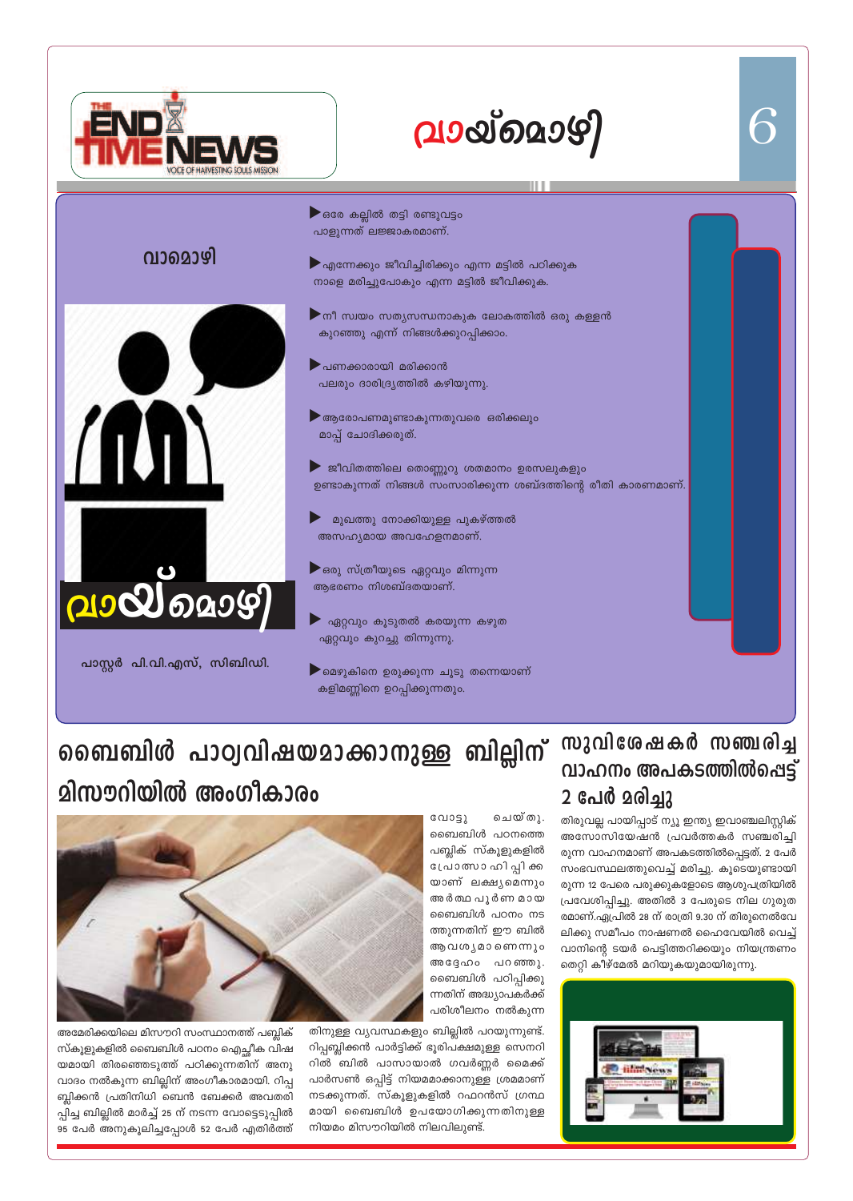# വായ്മൊഴി

## വാമൊഴി

- ഒരേ കല്ലിൽ തട്ടി രണ്ടുവട്ടം പാളുന്നത് ലജ്ജാകരമാണ്.
- എന്നേക്കും ജീവിച്ചിരിക്കും എന്ന മട്ടിൽ പഠിക്കുക നാളെ മരിച്ചുപോകും എന്ന മട്ടിൽ ജീവിക്കുക.
- നീ സ്വയം സത്യസന്ധനാകുക ലോകത്തിൽ ഒരു കള്ളൻ കുറഞ്ഞു എന്ന് നിങ്ങൾക്കുറപ്പിക്കാം.
- പണക്കാരായി മരിക്കാൻ പലരും ദാരിദ്ര്യത്തിൽ കഴിയുന്നു.
- ആരോപണമുണ്ടാകുന്നതുവരെ ഒരിക്കലും മാപ്പ് ചോദിക്കരുത്.
- ജീവിതത്തിലെ തൊണ്ണൂറു ശതമാനം ഉരസലുകളും ഉണ്ടാകുന്നത് നിങ്ങൾ സംസാരിക്കുന്ന ശബ്ദത്തിന്റെ രീതി കാരണമാണ്.
- മുഖത്തു നോക്കിയുള്ള പുകഴ്ത്തൽ അസഹ്യമായ അവഹേളനമാണ്.
- ഒരു സ്ത്രീയുടെ ഏറ്റവും മിന്നുന്ന ആഭരണം നിശബ്ദതയാണ്.
- ഏറ്റവും കൂടുതൽ കരയുന്ന കഴുത ഏറ്റവും കുറച്ചു തിന്നുന്നു.
- മെഴുകിനെ ഉരുക്കുന്ന ചൂടു തന്നെയാണ് കളിമണ്ണിനെ ഉറപ്പിക്കുന്നതും.

വായ്മൊഴി

പാസ്റ്റർ പി.വി.എസ്, സിബിഡി.

## ബൈബിൾ പാഠ്യവിഷയമാക്കാനുള്ള ബില്ലിന് മിസൗറിയിൽ അംഗീകാരം

അമേരിക്കയിലെ മിസൗറി സംസ്ഥാനത്ത് പബ്ലിക് സ്കൂളുകളിൽ ബൈബിൾ പഠനം ഐച്ഛീക വിഷയമായി തിരഞ്ഞെടുത്ത് പഠിക്കുന്നതിന് അനുവാദം നൽകുന്ന ബില്ലിന് അംഗീകാരമായി. റിപ്പബ്ലിക്കൻ പ്രതിനിധി ബെൻ ബേക്കർ അവതരിപ്പിച്ച ബില്ലിൽ മാർച്ച് 25 ന് നടന്ന വോട്ടെടുപ്പിൽ 95 പേർ അനുകൂലിച്ചപ്പോൾ 52 പേർ എതിർത്ത് വോട്ടു ചെയ്തു. ബൈബിൾ പഠനത്തെ പബ്ലിക് സ്കൂളുകളിൽ പ്രോത്സാഹിപ്പിക്കയാണ് ലക്ഷ്യമെന്നും അർത്ഥപൂർണമായ ബൈബിൾ പഠനം നടത്തുന്നതിന് ഈ ബിൽ ആവശ്യമാണെന്നും അദ്ദേഹം പറഞ്ഞു. ബൈബിൾ പഠിപ്പിക്കുന്നതിന് അദ്ധ്യാപകർക്ക് പരിശീലനം നൽകുന്നതിനുള്ള വ്യവസ്ഥകളും ബില്ലിൽ പറയുന്നുണ്ട്. റിപ്പബ്ലിക്കൻ പാർട്ടിക്ക് ഭൂരിപക്ഷമുള്ള സെനറ്റിൽ ബിൽ പാസായാൽ ഗവർണ്ണർ മൈക്ക് പാർസൺ ഒപ്പിട്ട് നിയമമാക്കാനുള്ള ശ്രമമാണ് നടക്കുന്നത്. സ്കൂളുകളിൽ റഫറൻസ് ഗ്രന്ഥമായി ബൈബിൾ ഉപയോഗിക്കുന്നതിനുള്ള നിയമം മിസൗറിയിൽ നിലവിലുണ്ട്.

## സുവിശേഷകർ സഞ്ചരിച്ച വാഹനം അപകടത്തിൽപ്പെട്ട് 2 പേർ മരിച്ചു

തിരുവല്ല പായിപ്പാട് ന്യൂ ഇന്ത്യ ഇവാഞ്ചലിസ്റ്റിക് അസോസിയേഷൻ പ്രവർത്തകർ സഞ്ചരിച്ചിരുന്ന വാഹനമാണ് അപകടത്തിൽപ്പെട്ടത്. 2 പേർ സംഭവസ്ഥലത്തുവെച്ച് മരിച്ചു. കൂടെയുണ്ടായിരുന്ന 12 പേരെ പരുക്കുകളോടെ ആശുപത്രിയിൽ പ്രവേശിപ്പിച്ചു. അതിൽ 3 പേരുടെ നില ഗുരുതരമാണ്.ഏപ്രിൽ 28 ന് രാത്രി 9.30 ന് തിരുനെൽവേലിക്കു സമീപം നാഷണൽ ഹൈവേയിൽ വെച്ച് വാനിന്റെ ടയർ പെട്ടിത്തെറിക്കയും നിയന്ത്രണം തെറ്റി കീഴ്മേൽ മറിയുകയുമായിരുന്നു.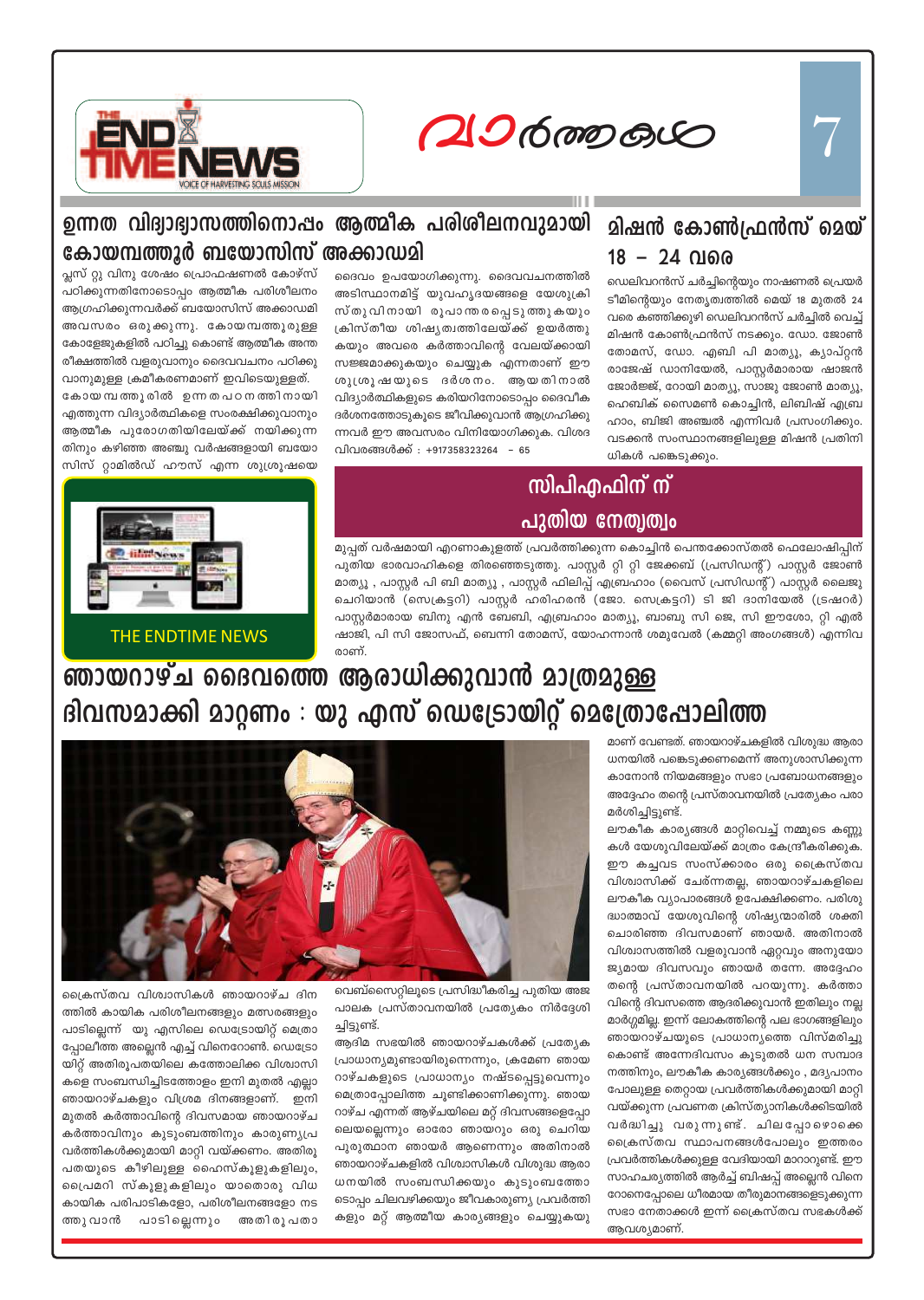## ഉന്നത വിദ്യാഭ്യാസത്തിനൊപ്പം ആത്മീക പരിശീലനവുമായി കോയമ്പത്തൂർ ബയോസിസ് അക്കാഡമി

പ്ലസ് റ്റു വിനു ശേഷം പ്രൊഫഷണൽ കോഴ്സ് പഠിക്കുന്നതിനോടൊപ്പം ആത്മീക പരിശീലനം ആഗ്രഹിക്കുന്നവർക്ക് ബയോസിസ് അക്കാഡമി അവസരം ഒരുക്കുന്നു. കോയമ്പത്തൂരുള്ള കോളേജുകളിൽ പഠിച്ചു കൊണ്ട് ആത്മീക അന്തരീക്ഷത്തിൽ വളരുവാനും ദൈവവചനം പഠിക്കുവാനുമുള്ള ക്രമീകരണമാണ് ഇവിടെയുള്ളത്. കോയമ്പത്തൂരിൽ ഉന്നതപഠനത്തിനായി എത്തുന്ന വിദ്യാർത്ഥികളെ സംരക്ഷിക്കുവാനും ആത്മീക പുരോഗതിയിലേയ്ക്ക് നയിക്കുന്നതിനും കഴിഞ്ഞ അഞ്ചു വർഷങ്ങളായി ബയോസിസ് റ്റാമിൽഡ് ഹൗസ് എന്ന ശുശ്രൂഷയെ ദൈവം ഉപയോഗിക്കുന്നു. ദൈവവചനത്തിൽ അടിസ്ഥാനമിട്ട് യുവഹൃദയങ്ങളെ യേശുക്രിസ്തുവിനായി രൂപാന്തരപ്പെടുത്തുകയും ക്രിസ്തീയ ശിഷ്യത്വത്തിലേയ്ക്ക് ഉയർത്തുകയും അവരെ കർത്താവിന്റെ വേലയ്ക്കായി സജ്ജമാക്കുകയും ചെയ്യുക എന്നതാണ് ഈ ശുശ്രൂഷയുടെ ദർശനം. ആയതിനാൽ വിദ്യാർത്ഥികളുടെ കരിയറിനോടൊപ്പം ദൈവീക ദർശനത്തോടുകൂടെ ജീവിക്കുവാൻ ആഗ്രഹിക്കുന്നവർ ഈ അവസരം വിനിയോഗിക്കുക. വിശദവിവരങ്ങൾക്ക് : +917358323264 – 65

THE ENDTIME NEWS

## മിഷൻ കോൺഫ്രൻസ് മെയ് 18 – 24 വരെ

ഡെലിവറൻസ് ചർച്ചിന്റെയും നാഷണൽ പ്രെയർ ടീമിന്റെയും നേതൃത്വത്തിൽ മെയ് 18 മുതൽ 24 വരെ കഞ്ഞിക്കുഴി ഡെലിവറൻസ് ചർച്ചിൽ വെച്ച് മിഷൻ കോൺഫ്രൻസ് നടക്കും. ഡോ. ജോൺ തോമസ്, ഡോ. എബി പി മാത്യു, ക്യാപ്റ്റൻ രാജേഷ് ഡാനിയേൽ, പാസ്റ്റർമാരായ ഷാജൻ ജോർജ്ജ്, റോയി മാത്യു, സാജു ജോൺ മാത്യു, ഹെബിക് സൈമൺ കൊച്ചിൻ, ലിബിഷ് എബ്രഹാം, ബിജി അഞ്ചൽ എന്നിവർ പ്രസംഗിക്കും. വടക്കൻ സംസ്ഥാനങ്ങളിലുള്ള മിഷൻ പ്രതിനിധികൾ പങ്കെടുക്കും.

## സിപിഎഫിന് ന് പുതിയ നേതൃത്വം

മുപ്പത് വർഷമായി എറണാകുളത്ത് പ്രവർത്തിക്കുന്ന കൊച്ചിൻ പെന്തക്കോസ്തൽ ഫെലോഷിപ്പിന് പുതിയ ഭാരവാഹികളെ തിരഞ്ഞെടുത്തു. പാസ്റ്റർ റ്റി റ്റി ജേക്കബ് (പ്രസിഡന്റ്) പാസ്റ്റർ ജോൺ മാത്യു , പാസ്റ്റർ പി ബി മാത്യു , പാസ്റ്റർ ഫിലിപ്പ് എബ്രഹാം (വൈസ് പ്രസിഡന്റ്) പാസ്റ്റർ ലൈജു ചെറിയാൻ (സെക്രട്ടറി) പാസ്റ്റർ ഹരിഹരൻ (ജോ. സെക്രട്ടറി) ടി ജി ദാനിയേൽ (ട്രഷറർ) പാസ്റ്റർമാരായ ബിനു എൻ ബേബി, എബ്രഹാം മാത്യു, ബാബു സി ജെ, സി ഈശോ, റ്റി എൽ ഷാജി, പി സി ജോസഫ്, ബെന്നി തോമസ്, യോഹന്നാൻ ശമുവേൽ (കമ്മറ്റി അംഗങ്ങൾ) എന്നിവരാണ്.

## ഞായറാഴ്ച ദൈവത്തെ ആരാധിക്കുവാൻ മാത്രമുള്ള ദിവസമാക്കി മാറ്റണം : യു എസ് ഡെട്രോയിറ്റ് മെത്രാപ്പോലിത്ത

ക്രൈസ്തവ വിശ്വാസികൾ ഞായറാഴ്ച ദിനത്തിൽ കായിക പരിശീലനങ്ങളും മത്സരങ്ങളും പാടില്ലെന്ന് യു എസിലെ ഡെട്രോയിറ്റ് മെത്രാപ്പോലീത്ത അല്ലെൻ എച്ച് വിനെറോൺ. ഡെട്രോയിറ്റ് അതിരൂപതയിലെ കത്തോലിക്ക വിശ്വാസികളെ സംബന്ധിച്ചിടത്തോളം ഇനി മുതൽ എല്ലാ ഞായറാഴ്ചകളും വിശ്രമ ദിനങ്ങളാണ്. ഇനി മുതൽ കർത്താവിന്റെ ദിവസമായ ഞായറാഴ്ച കർത്താവിനും കുടുംബത്തിനും കാരുണ്യപ്രവർത്തികൾക്കുമായി മാറ്റി വയ്ക്കണം. അതിരൂപതയുടെ കീഴിലുള്ള ഹൈസ്കൂളുകളിലും, പ്രൈമറി സ്കൂളുകളിലും യാതൊരു വിധ കായിക പരിപാടികളോ, പരിശീലനങ്ങളോ നടത്തുവാൻ പാടില്ലെന്നും അതിരൂപത വെബ്സൈറ്റിലൂടെ പ്രസിദ്ധീകരിച്ച പുതിയ അജപാലക പ്രസ്താവനയിൽ പ്രത്യേകം നിർദ്ദേശിച്ചിട്ടുണ്ട്.

ആദിമ സഭയിൽ ഞായറാഴ്ചകൾക്ക് പ്രത്യേക പ്രാധാന്യമുണ്ടായിരുന്നെന്നും, ക്രമേണ ഞായറാഴ്ചകളുടെ പ്രാധാന്യം നഷ്ടപ്പെട്ടുവെന്നും മെത്രാപ്പോലിത്ത ചൂണ്ടിക്കാണിക്കുന്നു. ഞായറാഴ്ച എന്നത് ആഴ്ചയിലെ മറ്റ് ദിവസങ്ങളെപ്പോലെയല്ലെന്നും ഓരോ ഞായറും ഒരു ചെറിയ പുരുത്ഥാന ഞായർ ആണെന്നും അതിനാൽ ഞായറാഴ്ചകളിൽ വിശ്വാസികൾ വിശുദ്ധ ആരാധനയിൽ സംബന്ധിക്കയും കുടുംബത്തോടൊപ്പം ചിലവഴിക്കയും ജീവകാരുണ്യ പ്രവർത്തികളും മറ്റ് ആത്മീയ കാര്യങ്ങളും ചെയ്യുകയുമാണ് വേണ്ടത്. ഞായറാഴ്ചകളിൽ വിശുദ്ധ ആരാധനയിൽ പങ്കെടുക്കണമെന്ന് അനുശാസിക്കുന്ന കാനോൻ നിയമങ്ങളും സഭാ പ്രബോധനങ്ങളും അദ്ദേഹം തന്റെ പ്രസ്താവനയിൽ പ്രത്യേകം പരാമർശിച്ചിട്ടുണ്ട്.

ലൗകീക കാര്യങ്ങൾ മാറ്റിവെച്ച് നമ്മുടെ കണ്ണുകൾ യേശുവിലേയ്ക്ക് മാത്രം കേന്ദ്രീകരിക്കുക. ഈ കച്ചവട സംസ്ക്കാരം ഒരു ക്രൈസ്തവ വിശ്വാസിക്ക് ചേർന്നതല്ല, ഞായറാഴ്ചകളിലെ ലൗകീക വ്യാപാരങ്ങൾ ഉപേക്ഷിക്കണം. പരിശുദ്ധാത്മാവ് യേശുവിന്റെ ശിഷ്യന്മാരിൽ ശക്തി ചൊരിഞ്ഞ ദിവസമാണ് ഞായർ. അതിനാൽ വിശ്വാസത്തിൽ വളരുവാൻ ഏറ്റവും അനുയോജ്യമായ ദിവസവും ഞായർ തന്നേ. അദ്ദേഹം തന്റെ പ്രസ്താവനയിൽ പറയുന്നു. കർത്താവിന്റെ ദിവസത്തെ ആദരിക്കുവാൻ ഇതിലും നല്ല മാർഗ്ഗമില്ല. ഇന്ന് ലോകത്തിന്റെ പല ഭാഗങ്ങളിലും ഞായറാഴ്ചയുടെ പ്രാധാന്യത്തെ വിസ്മരിച്ചു കൊണ്ട് അന്നേദിവസം കൂടുതൽ ധന സമ്പാദനത്തിനും, ലൗകീക കാര്യങ്ങൾക്കും , മദ്യപാനം പോലുള്ള തെറ്റായ പ്രവർത്തികൾക്കുമായി മാറ്റി വയ്ക്കുന്ന പ്രവണത ക്രിസ്ത്യാനികൾക്കിടയിൽ വർദ്ധിച്ചു വരുന്നുണ്ട്. ചിലപ്പോഴൊക്കെ ക്രൈസ്തവ സ്ഥാപനങ്ങൾപോലും ഇത്തരം പ്രവർത്തികൾക്കുള്ള വേദിയായി മാറാറുണ്ട്. ഈ സാഹചര്യത്തിൽ ആർച്ച് ബിഷപ്പ് അല്ലെൻ വിനെറോണെപ്പോലെ ധീരമായ തീരുമാനങ്ങളെടുക്കുന്ന സഭാ നേതാക്കൾ ഇന്ന് ക്രൈസ്തവ സഭകൾക്ക് ആവശ്യമാണ്.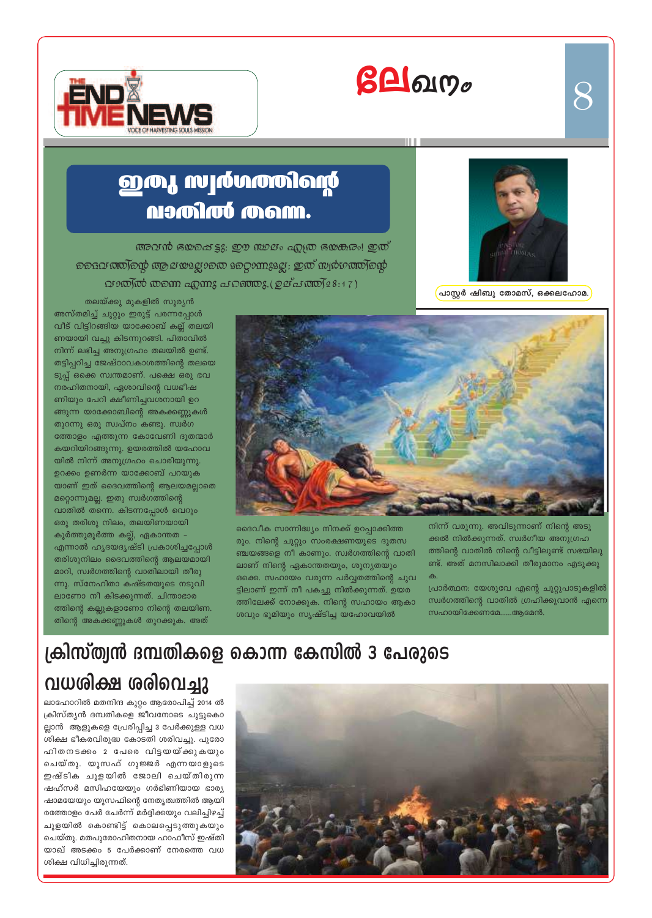# ലേഖനം

## ഇതു സ്വർഗത്തിന്റെ വാതിൽ തന്നെ.

*അവൻ ഭയപ്പെട്ടു: ഈ സ്ഥലം എത്ര ഭയങ്കരം! ഇത് ദൈവത്തിന്റെ ആലയമല്ലാതെ മറ്റൊന്നുമല്ല; ഇത് സ്വർഗത്തിന്റെ വാതിൽ തന്നെ എന്നു പറഞ്ഞു.(ഉല്പത്തി28:17)*

പാസ്റ്റർ ഷിബു തോമസ്, ഒക്കലഹോമ.

തലയ്ക്കു മുകളിൽ സൂര്യൻ അസ്തമിച്ച് ചുറ്റും ഇരുട്ട് പരന്നപ്പോൾ വീട് വിട്ടിറങ്ങിയ യാക്കോബ് കല്ല് തലയിണയായി വച്ചു കിടന്നുറങ്ങി. പിതാവിൽ നിന്ന് ലഭിച്ച അനുഗ്രഹം തലയിൽ ഉണ്ട്. തട്ടിപ്പറിച്ച ജേഷ്ഠാവകാശത്തിന്റെ തലയെടുപ്പ് ഒക്കെ സ്വന്തമാണ്. പക്ഷെ ഒരു ഭവനരഹിതനായി, ഏശാവിന്റെ വധഭീഷണിയും പേറി ക്ഷീണിച്ചവശനായി ഉറങ്ങുന്ന യാക്കോബിന്റെ അകക്കണ്ണുകൾ തുറന്നു ഒരു സ്വപ്നം കണ്ടു. സ്വർഗത്തോളം എത്തുന്ന കോവേണി ദൂതന്മാർ കയറിയിറങ്ങുന്നു. ഉയരത്തിൽ യഹോവയിൽ നിന്ന് അനുഗ്രഹം ചൊരിയുന്നു. ഉറക്കം ഉണർന്ന യാക്കോബ് പറയുകയാണ് ഇത് ദൈവത്തിന്റെ ആലയമല്ലാതെ മറ്റൊന്നുമല്ല. ഇതു സ്വർഗത്തിന്റെ വാതിൽ തന്നെ. കിടന്നപ്പോൾ വെറും ഒരു തരിശു നിലം, തലയിണയായി കൂർത്തുമൂർത്ത കല്ല്, ഏകാന്തത - എന്നാൽ ഹൃദയദൃഷ്ടി പ്രകാശിച്ചപ്പോൾ തരിശുനിലം ദൈവത്തിന്റെ ആലയമായി മാറി, സ്വർഗത്തിന്റെ വാതിലായി തീരുന്നു. സ്നേഹിതാ കഷ്ടതയുടെ നടുവിലാണോ നീ കിടക്കുന്നത്. ചിന്താഭാരത്തിന്റെ കല്ലുകളാണോ നിന്റെ തലയിണ. തിന്റെ അകക്കണ്ണുകൾ തുറക്കുക. അത് ദൈവീക സാന്നിദ്ധ്യം നിനക്ക് ഉറപ്പാക്കിത്തരും. നിന്റെ ചുറ്റും സംരക്ഷണയുടെ ദൂതസഞ്ചയങ്ങളെ നീ കാണും. സ്വർഗത്തിന്റെ വാതിലാണ് നിന്റെ ഏകാന്തതയും, ശൂന്യതയും ഒക്കെ. സഹായം വരുന്ന പർവ്വതത്തിന്റെ ചുവട്ടിലാണ് ഇന്ന് നീ പകച്ചു നിൽക്കുന്നത്. ഉയരത്തിലേക്ക് നോക്കുക. നിന്റെ സഹായം ആകാശവും ഭൂമിയും സൃഷ്ടിച്ച യഹോവയിൽ നിന്ന് വരുന്നു. അവിടുന്നാണ് നിന്റെ അടുക്കൽ നിൽക്കുന്നത്. സ്വർഗീയ അനുഗ്രഹത്തിന്റെ വാതിൽ നിന്റെ വീട്ടിലുണ്ട് സഭയിലുണ്ട്. അത് മനസിലാക്കി തീരുമാനം എടുക്കുക.

പ്രാർത്ഥന: യേശുവേ എന്റെ ചുറ്റുപാടുകളിൽ സ്വർഗത്തിന്റെ വാതിൽ ഗ്രഹിക്കുവാൻ എന്നെ സഹായിക്കേണമേ......ആമേൻ.

## ക്രിസ്ത്യൻ ദമ്പതികളെ കൊന്ന കേസിൽ 3 പേരുടെ വധശിക്ഷ ശരിവെച്ചു

ലാഹോറിൽ മതനിന്ദ കുറ്റം ആരോപിച്ച് 2014 ൽ ക്രിസ്ത്യൻ ദമ്പതികളെ ജീവനോടെ ചുട്ടുകൊല്ലാൻ ആളുകളെ പ്രേരിപ്പിച്ച 3 പേർക്കുള്ള വധശിക്ഷ ഭീകരവിരുദ്ധ കോടതി ശരിവച്ചു. പുരോഹിതനടക്കം 2 പേരെ വിട്ടയയ്ക്കുകയും ചെയ്തു. യൂസഫ് ഗുജ്ജർ എന്നയാളുടെ ഇഷ്ടിക ചൂളയിൽ ജോലി ചെയ്തിരുന്ന ഷഹ്സർ മസിഹയേയും ഗർഭിണിയായ ഭാര്യ ഷാമയേയും യൂസഫിന്റെ നേതൃത്വത്തിൽ ആയിരത്തോളം പേർ ചേർന്ന് മർദ്ദിക്കയും വലിച്ചിഴച്ച് ചൂളയിൽ കൊണ്ടിട്ട് കൊലപ്പെടുത്തുകയും ചെയ്തു. മതപുരോഹിതനായ ഹാഫീസ് ഇഷ്തിയാഖ് അടക്കം 5 പേർക്കാണ് നേരത്തെ വധശിക്ഷ വിധിച്ചിരുന്നത്.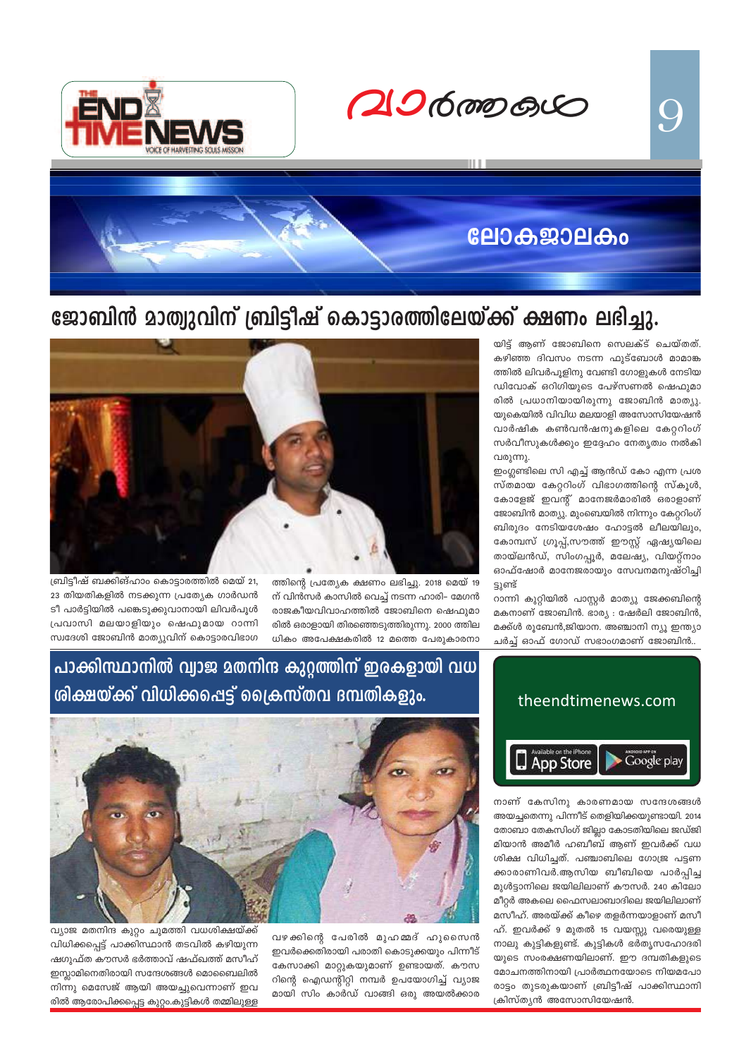# ലോകജാലകം

## ജോബിൻ മാത്യുവിന് ബ്രിട്ടീഷ് കൊട്ടാരത്തിലേയ്ക്ക് ക്ഷണം ലഭിച്ചു.

ബ്രിട്ടീഷ് ബക്കിങ്ഹാം കൊട്ടാരത്തിൽ മെയ് 21, 23 തിയതികളിൽ നടക്കുന്ന പ്രത്യേക ഗാർഡൻ ടീ പാർട്ടിയിൽ പങ്കെടുക്കുവാനായി ലിവർപൂൾ പ്രവാസി മലയാളിയും ഷെഫുമായ റാന്നി സ്വദേശി ജോബിൻ മാത്യുവിന് കൊട്ടാരവിഭാഗത്തിന്റെ പ്രത്യേക ക്ഷണം ലഭിച്ചു. 2018 മെയ് 19 ന് വിൻസർ കാസിൽ വെച്ച് നടന്ന ഹാരി- മേഗൻ രാജകീയവിവാഹത്തിൽ ജോബിനെ ഷെഫുമാരിൽ ഒരാളായി തിരഞ്ഞെടുത്തിരുന്നു. 2000 ത്തിലധികം അപേക്ഷകരിൽ 12 മത്തെ പേരുകാരനായിട്ട് ആണ് ജോബിനെ സെലക്ട് ചെയ്തത്. കഴിഞ്ഞ ദിവസം നടന്ന ഫുട്ബോൾ മാമാങ്കത്തിൽ ലിവർപൂളിനു വേണ്ടി ഗോളുകൾ നേടിയ ഡിവോക് ഒറിഗിയുടെ പേഴ്സണൽ ഷെഫുമാരിൽ പ്രധാനിയായിരുന്നു ജോബിൻ മാത്യു. യുകെയിൽ വിവിധ മലയാളി അസോസിയേഷൻ വാർഷിക കൺവൻഷനുകളിലെ കേറ്ററിംഗ് സർവീസുകൾക്കും ഇദ്ദേഹം നേതൃത്വം നൽകി വരുന്നു.

ഇംഗ്ലണ്ടിലെ സി എച്ച് ആൻഡ് കോ എന്ന പ്രശസ്തമായ കേറ്ററിംഗ് വിഭാഗത്തിന്റെ സ്കൂൾ, കോളേജ് ഇവന്റ് മാനേജർമാരിൽ ഒരാളാണ് ജോബിൻ മാത്യു. മുംബെയിൽ നിന്നും കേറ്ററിംഗ് ബിരുദം നേടിയശേഷം ഹോട്ടൽ ലീലയിലും, കോമ്പസ് ഗ്രൂപ്പ്,സൗത്ത് ഈസ്റ്റ് ഏഷ്യയിലെ തായ്‌ലൻഡ്, സിംഗപ്പൂർ, മലേഷ്യ, വിയറ്റ്നാം ഓഫ്ഷോർ മാനേജരായും സേവനമനുഷ്ഠിച്ചിട്ടുണ്ട്

റാന്നി കുറ്റിയിൽ പാസ്റ്റർ മാത്യു ജേക്കബിന്റെ മകനാണ് ജോബിൻ. ഭാര്യ : ഷേർലി ജോബിൻ, മക്കൾ രുബേൻ,ജിയാന. അഞ്ചാനി ന്യൂ ഇന്ത്യാ ചർച്ച് ഓഫ് ഗോഡ് സഭാംഗമാണ് ജോബിൻ..

## പാക്കിസ്ഥാനിൽ വ്യാജ മതനിന്ദ കുറ്റത്തിന് ഇരകളായി വധ ശിക്ഷയ്ക്ക് വിധിക്കപ്പെട്ട് ക്രൈസ്തവ ദമ്പതികളും.

വ്യാജ മതനിന്ദ കുറ്റം ചുമത്തി വധശിക്ഷയ്ക്ക് വിധിക്കപ്പെട്ട് പാക്കിസ്ഥാൻ തടവിൽ കഴിയുന്ന ഷഗുഫ്ത കൗസർ ഭർത്താവ് ഷഫ്ഖത്ത് മസീഹ് ഇസ്ലാമിനെതിരായി സന്ദേശങ്ങൾ മൊബൈലിൽ നിന്നു മെസേജ് ആയി അയച്ചുവെന്നാണ് ഇവരിൽ ആരോപിക്കപ്പെട്ട കുറ്റം.കുട്ടികൾ തമ്മിലുള്ള വഴക്കിന്റെ പേരിൽ മുഹമ്മദ് ഹുസൈൻ ഇവർക്കെതിരായി പരാതി കൊടുക്കുകയും പിന്നീട് കേസാക്കി മാറ്റുകയുമാണ് ഉണ്ടായത്. കൗസറിന്റെ ഐഡന്റിറ്റി നമ്പർ ഉപയോഗിച്ച് വ്യാജമായി സിം കാർഡ് വാങ്ങി ഒരു അയൽക്കാരനാണ് കേസിനു കാരണമായ സന്ദേശങ്ങൾ അയച്ചതെന്നു പിന്നീട് തെളിയിക്കയുണ്ടായി. 2014 തോബാ തേകസിംഗ് ജില്ലാ കോടതിയിലെ ജഡ്ജി മിയാൻ അമീർ ഹബീബ് ആണ് ഇവർക്ക് വധശിക്ഷ വിധിച്ചത്. പഞ്ചാബിലെ ഗോജ്ര പട്ടണക്കാരാണിവർ.ആസിയ ബീബിയെ പാർപ്പിച്ച മുൾട്ടാനിലെ ജയിലിലാണ് കൗസർ. 240 കിലോമീറ്റർ അകലെ ഫൈസലാബാദിലെ ജയിലിലാണ് മസീഹ്. അരയ്ക്ക് കീഴെ തളർന്നയാളാണ് മസീഹ്. ഇവർക്ക് 9 മുതൽ 15 വയസ്സു വരെയുള്ള നാലു കുട്ടികളുണ്ട്. കുട്ടികൾ ഭർതൃസഹോദരിയുടെ സംരക്ഷണയിലാണ്. ഈ ദമ്പതികളുടെ മോചനത്തിനായി പ്രാർത്ഥനയോടെ നിയമപോരാട്ടം തുടരുകയാണ് ബ്രിട്ടീഷ് പാക്കിസ്ഥാനി ക്രിസ്ത്യൻ അസോസിയേഷൻ.

theendtimenews.com

Available on the iPhone App Store | Android App on Google play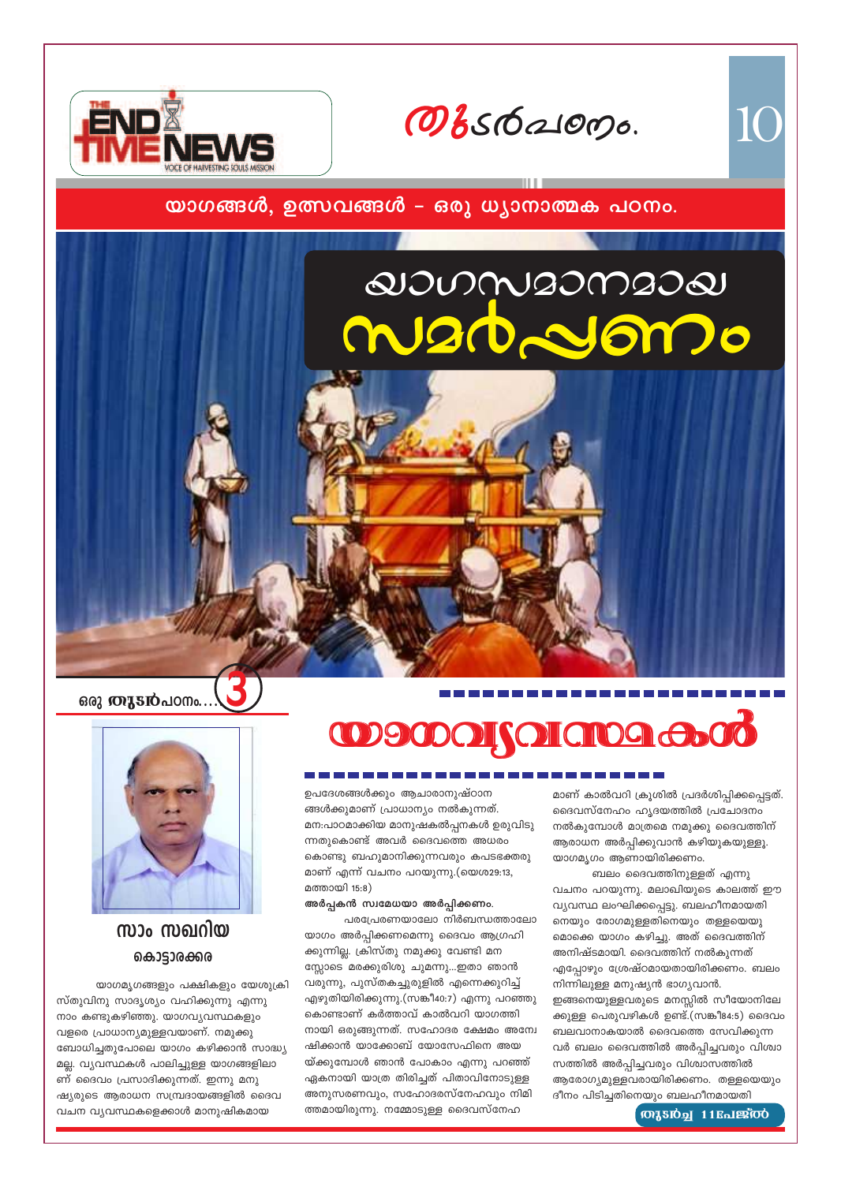# തുടർപഠനം.

## യാഗങ്ങൾ, ഉത്സവങ്ങൾ – ഒരു ധ്യാനാത്മക പഠനം.

# യാഗസമാനമായ സമർപ്പണം

ഒരു തുടർപഠനം... 3

**സാം സഖറിയ**
**കൊട്ടാരക്കര**

# യാഗവ്യവസ്ഥകൾ

യാഗമൃഗങ്ങളും പക്ഷികളും യേശുക്രിസ്തുവിനു സാദൃശ്യം വഹിക്കുന്നു എന്നു നാം കണ്ടുകഴിഞ്ഞു. യാഗവ്യവസ്ഥകളും വളരെ പ്രാധാന്യമുള്ളവയാണ്. നമുക്കു ബോധിച്ചതുപോലെ യാഗം കഴിക്കാൻ സാദ്ധ്യമല്ല. വ്യവസ്ഥകൾ പാലിച്ചുള്ള യാഗങ്ങളിലാണ് ദൈവം പ്രസാദിക്കുന്നത്. ഇന്നു മനുഷ്യരുടെ ആരാധന സമ്പ്രദായങ്ങളിൽ ദൈവവചന വ്യവസ്ഥകളെക്കാൾ മാനുഷികമായ ഉപദേശങ്ങൾക്കും ആചാരാനുഷ്ഠാനങ്ങൾക്കുമാണ് പ്രാധാന്യം നൽകുന്നത്. മനഃപാഠമാക്കിയ മാനുഷകൽപ്പനകൾ ഉരുവിടുന്നതുകൊണ്ട് അവർ ദൈവത്തെ അധരംകൊണ്ടു ബഹുമാനിക്കുന്നവരും കപടഭക്തരുമാണ് എന്ന് വചനം പറയുന്നു.(യെശ29:13, മത്തായി 15:8)

**അർപ്പകൻ സ്വമേധയാ അർപ്പിക്കണം.**

പരപ്രേരണയാലോ നിർബന്ധത്താലോ യാഗം അർപ്പിക്കണമെന്നു ദൈവം ആഗ്രഹിക്കുന്നില്ല. ക്രിസ്തു നമുക്കു വേണ്ടി മനസ്സോടെ മരക്കുരിശു ചുമന്നു...ഇതാ ഞാൻ വരുന്നു, പുസ്തകച്ചുരുളിൽ എന്നെക്കുറിച്ച് എഴുതിയിരിക്കുന്നു.(സങ്കീ40:7) എന്നു പറഞ്ഞുകൊണ്ടാണ് കർത്താവ് കാൽവറി യാഗത്തിനായി ഒരുങ്ങുന്നത്. സഹോദര ക്ഷേമം അന്വേഷിക്കാൻ യാക്കോബ് യോസേഫിനെ അയയ്ക്കുമ്പോൾ ഞാൻ പോകാം എന്നു പറഞ്ഞ് ഏകനായി യാത്ര തിരിച്ചത് പിതാവിനോടുള്ള അനുസരണവും, സഹോദരസ്നേഹവും നിമിത്തമായിരുന്നു. നമ്മോടുള്ള ദൈവസ്നേഹമാണ് കാൽവറി ക്രൂശിൽ പ്രദർശിപ്പിക്കപ്പെട്ടത്. ദൈവസ്നേഹം ഹൃദയത്തിൽ പ്രചോദനം നൽകുമ്പോൾ മാത്രമെ നമുക്കു ദൈവത്തിന് ആരാധന അർപ്പിക്കുവാൻ കഴിയുകയുള്ളൂ. യാഗമൃഗം ആണായിരിക്കണം.

ബലം ദൈവത്തിനുള്ളത് എന്നു വചനം പറയുന്നു. മലാഖിയുടെ കാലത്ത് ഈ വ്യവസ്ഥ ലംഘിക്കപ്പെട്ടു. ബലഹീനമായതിനെയും രോഗമുള്ളതിനെയും തള്ളയെയുമൊക്കെ യാഗം കഴിച്ചു. അത് ദൈവത്തിന് അനിഷ്ടമായി. ദൈവത്തിന് നൽകുന്നത് എപ്പോഴും ശ്രേഷ്ഠമായതായിരിക്കണം. ബലം നിന്നിലുള്ള മനുഷ്യൻ ഭാഗ്യവാൻ. ഇങ്ങനെയുള്ളവരുടെ മനസ്സിൽ സീയോനിലേക്കുള്ള പെരുവഴികൾ ഉണ്ട്.(സങ്കീ84:5) ദൈവം ബലവാനാകയാൽ ദൈവത്തെ സേവിക്കുന്നവർ ബലം ദൈവത്തിൽ അർപ്പിച്ചവരും വിശ്വാസത്തിൽ അർപ്പിച്ചവരും വിശ്വാസത്തിൽ ആരോഗ്യമുള്ളവരായിരിക്കണം. തള്ളയെയും ദീനം പിടിച്ചതിനെയും ബലഹീനമായതി

തുടർച്ച 11പേജിൽ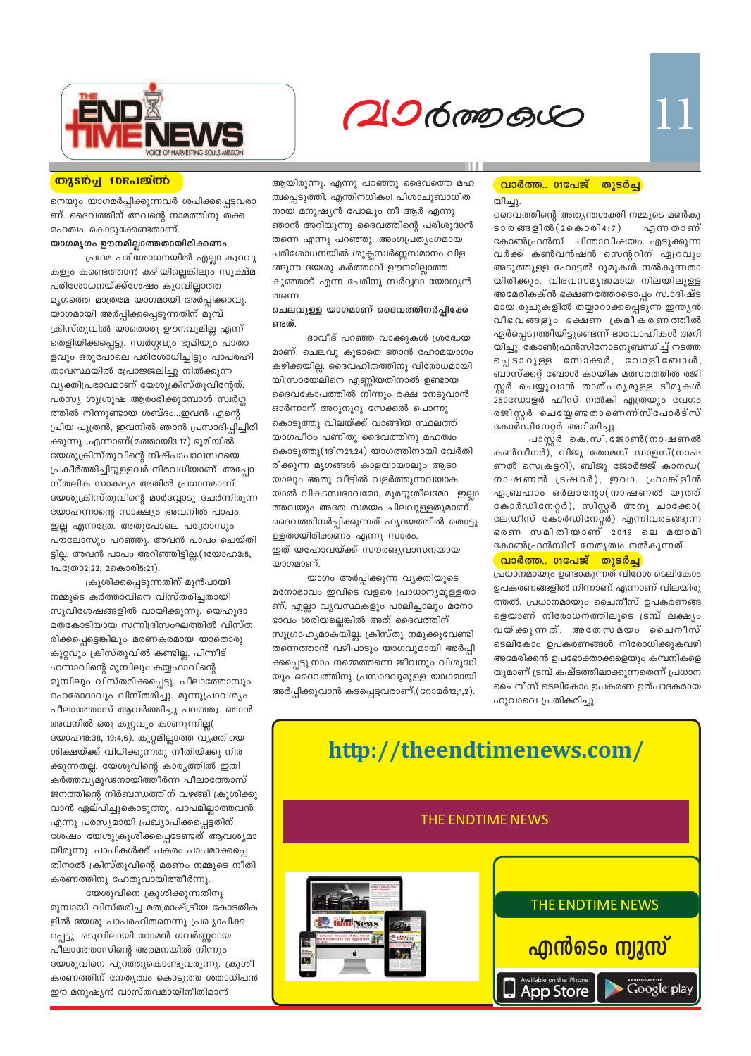### തുടർച്ച 10പേജിൽ

നെയും യാഗമർപ്പിക്കുന്നവർ ശപിക്കപ്പെട്ടവരാണ്. ദൈവത്തിന് അവന്റെ നാമത്തിനു തക്ക മഹത്വം കൊടുക്കേണ്ടതാണ്.

**യാഗമൃഗം ഊനമില്ലാത്തതായിരിക്കണം.**

പ്രഥമ പരിശോധനയിൽ എല്ലാ കുറവുകളും കണ്ടെത്താൻ കഴിയില്ലെങ്കിലും സൂക്ഷ്മ പരിശോധനയ്ക്ക്ശേഷം കുറവില്ലാത്ത മൃഗത്തെ മാത്രമേ യാഗമായി അർപ്പിക്കാവൂ. യാഗമായി അർപ്പിക്കപ്പെടുന്നതിന് മുമ്പ് ക്രിസ്തുവിൽ യാതൊരു ഊനവുമില്ല എന്ന് തെളിയിക്കപ്പെട്ടു. സ്വർഗ്ഗവും ഭൂമിയും പാതാളവും ഒരുപോലെ പരിശോധിച്ചിട്ടും പാപരഹിതാവസ്ഥയിൽ പ്രോജ്ജ്വലിച്ചു നിൽക്കുന്ന വ്യക്തിപ്രഭാവമാണ് യേശുക്രിസ്തുവിന്റേത്. പരസ്യ ശുശ്രൂഷ ആരംഭിക്കുമ്പോൾ സ്വർഗ്ഗത്തിൽ നിന്നുണ്ടായ ശബ്ദം...ഇവൻ എന്റെ പ്രിയ പുത്രൻ, ഇവനിൽ ഞാൻ പ്രസാദിപ്പിച്ചിരിക്കുന്നു...എന്നാണ്(മത്തായി3:17) ഭൂമിയിൽ യേശുക്രിസ്തുവിന്റെ നിഷ്പാപാവസ്ഥയെ പ്രകീർത്തിച്ചിട്ടുള്ളവർ നിരവധിയാണ്. അപ്പോസ്തലിക സാക്ഷ്യം അതിൽ പ്രധാനമാണ്. യേശുക്രിസ്തുവിന്റെ മാർവ്വോടു ചേർന്നിരുന്ന യോഹന്നാന്റെ സാക്ഷ്യം അവനിൽ പാപം ഇല്ല എന്നത്രേ. അതുപോലെ പത്രോസും പൗലോസും പറഞ്ഞു. അവൻ പാപം ചെയ്തിട്ടില്ല. അവൻ പാപം അറിഞ്ഞിട്ടില്ല.(1യോഹ3:5, 1പത്രോ2:22, 2കൊരി5:21).

ക്രൂശിക്കപ്പെടുന്നതിന് മുൻപായി നമ്മുടെ കർത്താവിനെ വിസ്തരിച്ചതായി സുവിശേഷങ്ങളിൽ വായിക്കുന്നു. യെഹൂദാമതകോടിയായ സന്നിദ്രിസംഘത്തിൽ വിസ്തരിക്കപ്പെട്ടെങ്കിലും മരണകരമായ യാതൊരു കുറ്റവും ക്രിസ്തുവിൽ കണ്ടില്ല. പിന്നീട് ഹന്നാവിന്റെ മുമ്പിലും കയ്യഫാവിന്റെ മുമ്പിലും വിസ്തരിക്കപ്പെട്ടു. പീലാത്തോസും ഹെരോദാവും വിസ്തരിച്ചു. മൂന്നുപ്രാവശ്യം പീലാത്തോസ് ആവർത്തിച്ചു പറഞ്ഞു. ഞാൻ അവനിൽ ഒരു കുറ്റവും കാണുന്നില്ല( യോഹ18:38, 19:4,6). കുറ്റമില്ലാത്ത വ്യക്തിയെ ശിക്ഷയ്ക്ക് വിധിക്കുന്നതു നീതിയ്ക്കു നിരക്കുന്നതല്ല. യേശുവിന്റെ കാര്യത്തിൽ ഇതി കർത്തവ്യമൂഢനായിത്തീർന്ന പീലാത്തോസ് ജനത്തിന്റെ നിർബന്ധത്തിന് വഴങ്ങി ക്രൂശിക്കുവാൻ ഏല്പിച്ചുകൊടുത്തു. പാപമില്ലാത്തവൻ എന്നു പരസ്യമായി പ്രഖ്യാപിക്കപ്പെട്ടതിന് ശേഷം യേശുക്രൂശിക്കപ്പെടേണ്ടത് ആവശ്യമായിരുന്നു. പാപികൾക്ക് പകരം പാപമാക്കപ്പെട്ടതിനാൽ ക്രിസ്തുവിന്റെ മരണം നമ്മുടെ നീതികരണത്തിനു ഹേതുവായിത്തീർന്നു.

യേശുവിനെ ക്രൂശിക്കുന്നതിനു മുമ്പായി വിസ്തരിച്ച മത,രാഷ്ട്രീയ കോടതികളിൽ യേശു പാപരഹിതനെന്നു പ്രഖ്യാപിക്കപ്പെട്ടു. ഒടുവിലായി റോമൻ ഗവർണ്ണറായ പീലാത്തോസിന്റെ അരമനയിൽ നിന്നും യേശുവിനെ പുറത്തുകൊണ്ടുവരുന്നു. ക്രൂശീകരണത്തിന് നേതൃത്വം കൊടുത്ത ശതാധിപൻ ഈ മനുഷ്യൻ വാസ്തവമായിനീതിമാൻ ആയിരുന്നു. എന്നു പറഞ്ഞു ദൈവത്തെ മഹത്വപ്പെടുത്തി. എന്തിനധികം! പിശാചുബാധിതനായ മനുഷ്യൻ പോലും നീ ആർ എന്നു ഞാൻ അറിയുന്നു ദൈവത്തിന്റെ പരിശുദ്ധൻ തന്നെ എന്നു പറഞ്ഞു. അംഗപ്രത്യംഗമായ പരിശോധനയിൽ ശുക്ലസ്വർണ്ണസമാനം വിളങ്ങുന്ന യേശു കർത്താവ് ഊനമില്ലാത്ത കുഞ്ഞാട് എന്ന പേരിനു സർവ്വദാ യോഗ്യൻ തന്നെ.

**ചെലവുള്ള യാഗമാണ് ദൈവത്തിനർപ്പിക്കേണ്ടത്.**

ദാവീദ് പറഞ്ഞ വാക്കുകൾ ശ്രദ്ധേയമാണ്. ചെലവു കൂടാതെ ഞാൻ ഹോമയാഗം കഴിക്കയില്ല. ദൈവഹിതത്തിനു വിരോധമായിയിസ്രായേലിനെ എണ്ണിയതിനാൽ ഉണ്ടായ ദൈവകോപത്തിൽ നിന്നും രക്ഷ നേടുവാൻ ഓർന്നാന് അറുനൂറു ശേക്കൽ പൊന്നു കൊടുത്തു വിലയ്ക്ക് വാങ്ങിയ സ്ഥലത്ത് യാഗപീഠം പണിതു ദൈവത്തിനു മഹത്വം കൊടുത്തു(1ദിന21:24) യാഗത്തിനായി വേർതിരിക്കുന്ന മൃഗങ്ങൾ കാളയായാലും ആടായാലും അതു വീട്ടിൽ വളർത്തുന്നവയാകയാൽ വികാരസ്വഭാവമോ, മുരട്ടുശീലമോ ഇല്ലാത്തവയും അതേ സമയം ചിലവുള്ളതുമാണ്. ദൈവത്തിനർപ്പിക്കുന്നത് ഹൃദയത്തിൽ തൊട്ടുള്ളതായിരിക്കണം എന്നു സാരം. ഇത് യഹോവയ്ക്ക് സൗരഭ്യവാസനയായ യാഗമാണ്.

യാഗം അർപ്പിക്കുന്ന വ്യക്തിയുടെ മനോഭാവം ഇവിടെ വളരെ പ്രാധാന്യമുള്ളതാണ്. എല്ലാ വ്യവസ്ഥകളും പാലിച്ചാലും മനോഭാവം ശരിയല്ലെങ്കിൽ അത് ദൈവത്തിന് സുഗ്രാഹ്യമാകയില്ല. ക്രിസ്തു നമുക്കുവേണ്ടി തന്നെത്താൻ വഴിപാടും യാഗവുമായി അർപ്പിക്കപ്പെട്ടു.നാം നമ്മെത്തന്നെ ജീവനും വിശുദ്ധിയും ദൈവത്തിനു പ്രസാദവുമുള്ള യാഗമായി അർപ്പിക്കുവാൻ കടപ്പെട്ടവരാണ്.(റോമർ12;1,2).

### വാർത്ത.. 01പേജ് തുടർച്ച

യിച്ചു.

ദൈവത്തിന്റെ അത്യന്തശക്തി നമ്മുടെ മൺകൂടാരങ്ങളിൽ(2കൊരി4:7) എന്നതാണ് കോൺഫ്രൻസ് ചിന്താവിഷയം. എടുക്കുന്നവർക്ക് കൺവൻഷൻ സെന്ററിന് ഏറ്റവും അടുത്തുള്ള ഹോട്ടൽ റൂമുകൾ നൽകുന്നതായിരിക്കും. വിഭവസമൃദ്ധമായ നിലയിലുള്ള അമേരികക്ൻ ഭക്ഷണത്തോടൊപ്പം സ്വാദിഷ്ടമായ രുചുകളിൽ തയ്യാറാക്കപ്പെടുന്ന ഇന്ത്യൻ വിഭവങ്ങളും ഭക്ഷണ ക്രമീകരണത്തിൽ ഏർപ്പെടുത്തിയിട്ടുണ്ടെന്ന് ഭാരവാഹികൾ അറിയിച്ചു. കോൺഫ്രൻസിനോടനുബന്ധിച്ച് നടത്തപ്പെടാറുള്ള സോക്കർ, വോളിബോൾ, ബാസ്ക്കറ്റ് ബോൾ കായിക മത്സരത്തിൽ രജിസ്റ്റർ ചെയ്യുവാൻ താത്പര്യമുള്ള ടീമുകൾ 250ഡോളർ ഫീസ് നൽകി എത്രയും വേഗം രജിസ്റ്റർ ചെയ്യേണ്ടതാണെന്ന്സ്പോർട്സ് കോർഡിനേറ്റർ അറിയിച്ചു.

പാസ്റ്റർ കെ.സി.ജോൺ(നാഷണൽ കൺവീനർ), വിജു തോമസ് ഡാളസ്(നാഷണൽ സെക്രട്ടറി), ബിജു ജോർജ്ജ് കാനഡ( നാഷണൽ ട്രഷറർ), ഇവാ. ഫ്രാങ്ക്ളിൻ ഏബ്രഹാം ഒർലാന്റോ(നാഷണൽ യൂത്ത് കോർഡിനേറ്റർ), സിസ്റ്റർ അനു ചാക്കോ( ലേഡീസ് കോർഡിനേറ്റർ) എന്നിവരടങ്ങുന്ന ഭരണ സമിതിയാണ് 2019 ലെ മയാമി കോൺഫ്രൻസിന് നേതൃത്വം നൽകുന്നത്.

### വാർത്ത.. 01പേജ് തുടർച്ച

പ്രധാനമായും ഉണ്ടാകുന്നത് വിദേശ ടെലികോം ഉപകരണങ്ങളിൽ നിന്നാണ് എന്നാണ് വിലയിരുത്തൽ. പ്രധാനമായും ചൈനീസ് ഉപകരണങ്ങളെയാണ് നിരോധനത്തിലൂടെ ട്രമ്പ് ലക്ഷ്യം വയ്ക്കുന്നത്. അതേസമയം ചൈനീസ് ടെലികോം ഉപകരണങ്ങൾ നിരോധിക്കുകവഴി അമേരിക്കൻ ഉപഭോക്താക്കളെയും കമ്പനികളെയുമാണ് ട്രമ്പ് കഷ്ടത്തിലാക്കുന്നതെന്ന് പ്രധാന ചൈനീസ് ടെലികോം ഉപകരണ ഉത്പാദകരായ ഹുവാവെ പ്രതികരിച്ചു.

## http://theendtimenews.com/

THE ENDTIME NEWS

THE ENDTIME NEWS

എൻടൈം ന്യൂസ്

Available on the iPhone App Store | Android App on Google play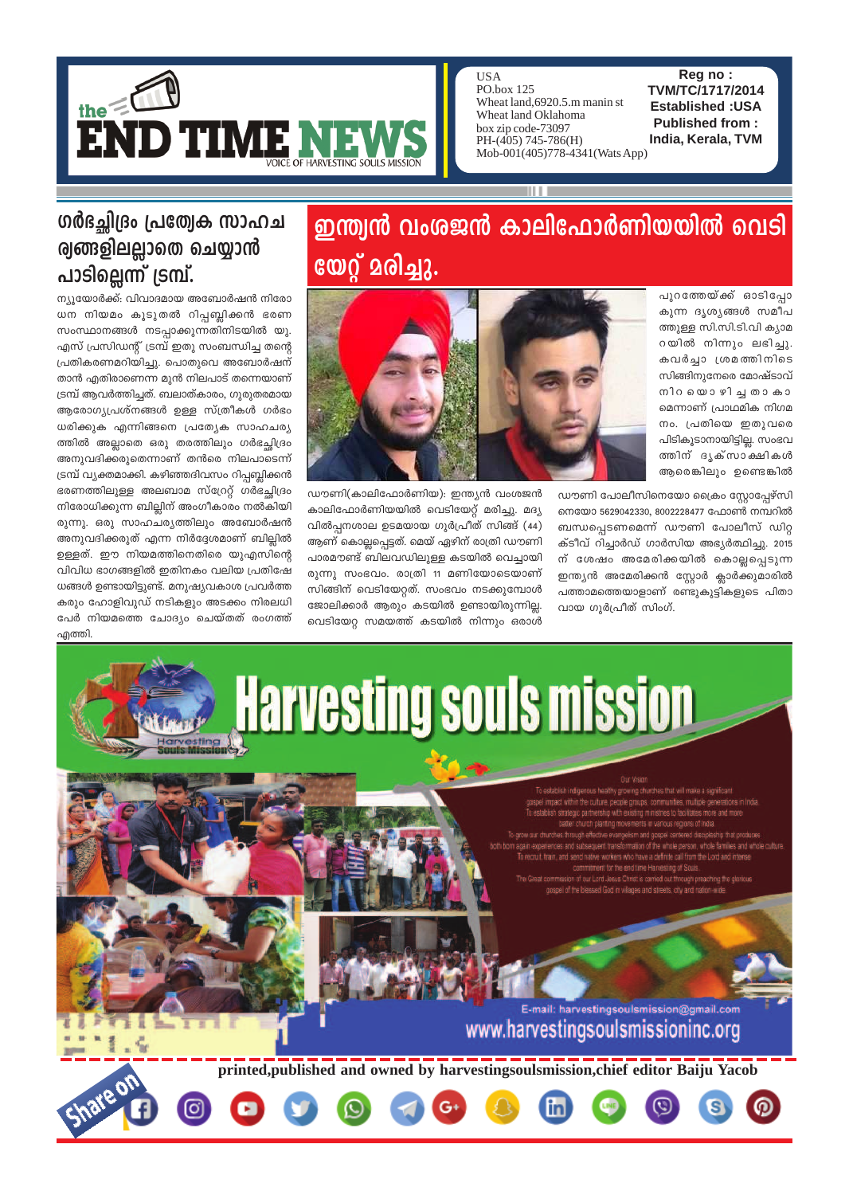# the END TIME NEWS

VOICE OF HARVESTING SOULS MISSION

USA
PO.box 125
Wheat land,6920.5.m manin st
Wheat land Oklahoma
box zip code-73097
PH-(405) 745-786(H)
Mob-001(405)778-4341(Wats App)

**Reg no : TVM/TC/1717/2014**
**Established :USA**
**Published from : India, Kerala, TVM**

## ഗർഭച്ഛിദ്രം പ്രത്യേക സാഹചര്യങ്ങളിലല്ലാതെ ചെയ്യാൻ പാടില്ലെന്ന് ട്രമ്പ്.

ന്യൂയോർക്ക്: വിവാദമായ അബോർഷൻ നിരോധന നിയമം കൂടുതൽ റിപ്പബ്ലിക്കൻ ഭരണ സംസ്ഥാനങ്ങൾ നടപ്പാക്കുന്നതിനിടയിൽ യു. എസ് പ്രസിഡന്റ് ട്രമ്പ് ഇതു സംബന്ധിച്ച തന്റെ പ്രതികരണമറിയിച്ചു. പൊതുവെ അബോർഷന് താൻ എതിരാണെന്ന മുൻ നിലപാട് തന്നെയാണ് ട്രമ്പ് ആവർത്തിച്ചത്. ബലാത്കാരം, ഗുരുതരമായ ആരോഗ്യപ്രശ്നങ്ങൾ ഉള്ള സ്ത്രീകൾ ഗർഭം ധരിക്കുക എന്നിങ്ങനെ പ്രത്യേക സാഹചര്യത്തിൽ അല്ലാതെ ഒരു തരത്തിലും ഗർഭച്ഛിദ്രം അനുവദിക്കരുതെന്നാണ് തൻരെ നിലപാടെന്ന് ട്രമ്പ് വ്യക്തമാക്കി. കഴിഞ്ഞദിവസം റിപ്പബ്ലിക്കൻ ഭരണത്തിലുള്ള അലബാമ സ്റ്റേറ്റ് ഗർഭച്ഛിദ്രം നിരോധിക്കുന്ന ബില്ലിന് അംഗീകാരം നൽകിയിരുന്നു. ഒരു സാഹചര്യത്തിലും അബോർഷൻ അനുവദിക്കരുത് എന്ന നിർദ്ദേശമാണ് ബില്ലിൽ ഉള്ളത്. ഈ നിയമത്തിനെതിരെ യുഎസിന്റെ വിവിധ ഭാഗങ്ങളിൽ ഇതിനകം വലിയ പ്രതിഷേധങ്ങൾ ഉണ്ടായിട്ടുണ്ട്. മനുഷ്യവകാശ പ്രവർത്തകരും ഹോളിവുഡ് നടികളും അടക്കം നിരവധി പേർ നിയമത്തെ ചോദ്യം ചെയ്തത് രംഗത്ത് എത്തി.

## ഇന്ത്യൻ വംശജൻ കാലിഫോർണിയയിൽ വെടിയേറ്റ് മരിച്ചു.

ഡൗണി(കാലിഫോർണിയ): ഇന്ത്യൻ വംശജൻ കാലിഫോർണിയയിൽ വെടിയേറ്റ് മരിച്ചു. മദ്യവിൽപ്പനശാല ഉടമയായ ഗുർപ്രീത് സിങ്ങ് (44) ആണ് കൊല്ലപ്പെട്ടത്. മെയ് ഏഴിന് രാത്രി ഡൗണി പാരമൗണ്ട് ബിലവഡിലുള്ള കടയിൽ വെച്ചായിരുന്നു സംഭവം. രാത്രി 11 മണിയോടെയാണ് സിങ്ങിന് വെടിയേറ്റത്. സംഭവം നടക്കുമ്പോൾ ജോലിക്കാർ ആരും കടയിൽ ഉണ്ടായിരുന്നില്ല. വെടിയേറ്റ സമയത്ത് കടയിൽ നിന്നും ഒരാൾ പുറത്തേയ്ക്ക് ഓടിപ്പോകുന്ന ദൃശ്യങ്ങൾ സമീപത്തുള്ള സി.സി.ടി.വി ക്യാമറയിൽ നിന്നും ലഭിച്ചു. കവർച്ചാ ശ്രമത്തിനിടെ സിങ്ങിനുനേരെ മോഷ്ടാവ് നിറയൊഴിച്ചതാകാമെന്നാണ് പ്രാഥമിക നിഗമനം. പ്രതിയെ ഇതുവരെ പിടികൂടാനായിട്ടില്ല. സംഭവത്തിന് ദൃക്സാക്ഷികൾ ആരെങ്കിലും ഉണ്ടെങ്കിൽ ഡൗണി പോലീസിനെയോ ക്രൈം സ്റ്റോപ്പേഴ്സിനെയോ 5629042330, 8002228477 ഫോൺ നമ്പറിൽ ബന്ധപ്പെടണമെന്ന് ഡൗണി പോലീസ് ഡിറ്റക്ടീവ് റിച്ചാർഡ് ഗാർസിയ അഭ്യർത്ഥിച്ചു. 2015ന് ശേഷം അമേരിക്കയിൽ കൊല്ലപ്പെടുന്ന ഇന്ത്യൻ അമേരിക്കൻ സ്റ്റോർ ക്ലാർക്കുമാരിൽ പത്താമത്തെയാളാണ് രണ്ടുകുട്ടികളുടെ പിതാവായ ഗുർപ്രീത് സിംഗ്.

# Harvesting souls mission

Harvesting Souls Mission

Our Vision

To establish indigenous healthy growing churches that will make a significant gospel impact within the culture, people groups, communities, multiple generations in India.
To establish strategic partnership with existing ministries to facilitates more and more better church planting movements in various regions of India.
To grow our churches through effective evangelism and gospel centered discipleship that produces both born again experiences and subsequent transformation of the whole person, whole families and whole culture.
To recruit, train, and send native workers who have a definite call from the Lord and intense commitment for the end time Harvesting of Souls.
The Great commission of our Lord Jesus Christ is carried out through preaching the glorious gospel of the blessed God in villages and streets, city and nation-wide.

E-mail: harvestingsoulsmission@gmail.com
www.harvestingsoulsmissioninc.org

**printed,published and owned by harvestingsoulsmission,chief editor Baiju Yacob**

Share on